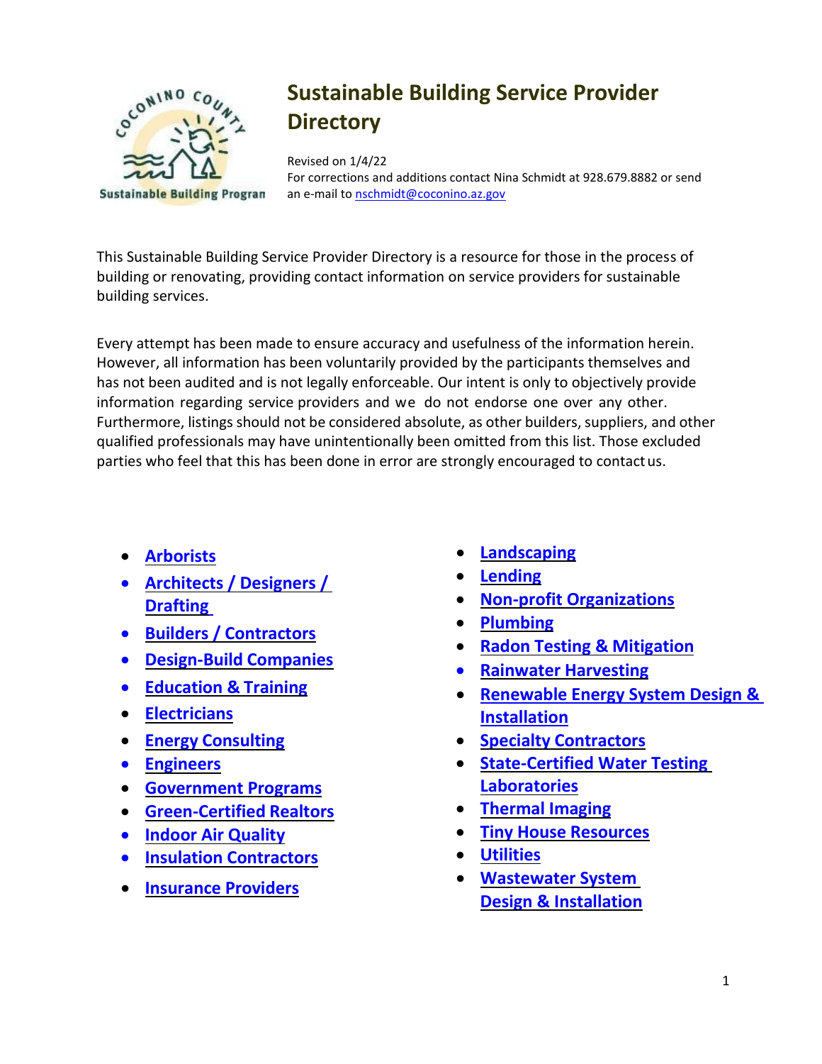# Sustainable Building Service Provider Directory

Revised on 1/4/22
For corrections and additions contact Nina Schmidt at 928.679.8882 or send an e-mail to nschmidt@coconino.az.gov

This Sustainable Building Service Provider Directory is a resource for those in the process of building or renovating, providing contact information on service providers for sustainable building services.

Every attempt has been made to ensure accuracy and usefulness of the information herein. However, all information has been voluntarily provided by the participants themselves and has not been audited and is not legally enforceable. Our intent is only to objectively provide information regarding service providers and we do not endorse one over any other. Furthermore, listings should not be considered absolute, as other builders, suppliers, and other qualified professionals may have unintentionally been omitted from this list. Those excluded parties who feel that this has been done in error are strongly encouraged to contact us.

- **Arborists**
- **Architects / Designers / Drafting**
- **Builders / Contractors**
- **Design-Build Companies**
- **Education & Training**
- **Electricians**
- **Energy Consulting**
- **Engineers**
- **Government Programs**
- **Green-Certified Realtors**
- **Indoor Air Quality**
- **Insulation Contractors**
- **Insurance Providers**
- **Landscaping**
- **Lending**
- **Non-profit Organizations**
- **Plumbing**
- **Radon Testing & Mitigation**
- **Rainwater Harvesting**
- **Renewable Energy System Design & Installation**
- **Specialty Contractors**
- **State-Certified Water Testing Laboratories**
- **Thermal Imaging**
- **Tiny House Resources**
- **Utilities**
- **Wastewater System Design & Installation**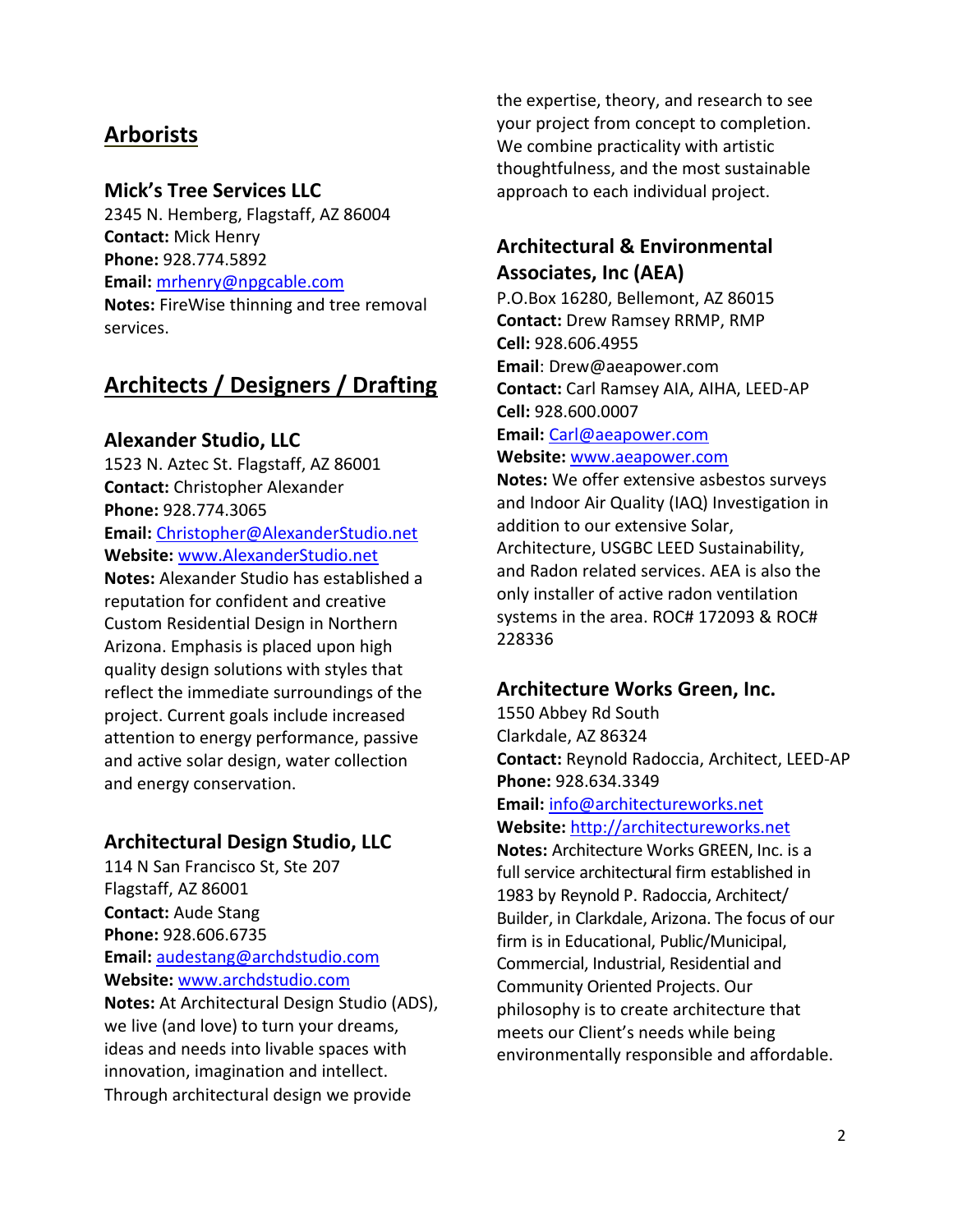## Arborists

### Mick's Tree Services LLC

2345 N. Hemberg, Flagstaff, AZ 86004
**Contact:** Mick Henry
**Phone:** 928.774.5892
**Email:** mrhenry@npgcable.com
**Notes:** FireWise thinning and tree removal services.

## Architects / Designers / Drafting

### Alexander Studio, LLC

1523 N. Aztec St. Flagstaff, AZ 86001
**Contact:** Christopher Alexander
**Phone:** 928.774.3065
**Email:** Christopher@AlexanderStudio.net
**Website:** www.AlexanderStudio.net
**Notes:** Alexander Studio has established a reputation for confident and creative Custom Residential Design in Northern Arizona. Emphasis is placed upon high quality design solutions with styles that reflect the immediate surroundings of the project. Current goals include increased attention to energy performance, passive and active solar design, water collection and energy conservation.

### Architectural Design Studio, LLC

114 N San Francisco St, Ste 207
Flagstaff, AZ 86001
**Contact:** Aude Stang
**Phone:** 928.606.6735
**Email:** audestang@archdstudio.com
**Website:** www.archdstudio.com
**Notes:** At Architectural Design Studio (ADS), we live (and love) to turn your dreams, ideas and needs into livable spaces with innovation, imagination and intellect. Through architectural design we provide the expertise, theory, and research to see your project from concept to completion. We combine practicality with artistic thoughtfulness, and the most sustainable approach to each individual project.

### Architectural & Environmental Associates, Inc (AEA)

P.O.Box 16280, Bellemont, AZ 86015
**Contact:** Drew Ramsey RRMP, RMP
**Cell:** 928.606.4955
**Email**: Drew@aeapower.com
**Contact:** Carl Ramsey AIA, AIHA, LEED-AP
**Cell:** 928.600.0007
**Email:** Carl@aeapower.com
**Website:** www.aeapower.com
**Notes:** We offer extensive asbestos surveys and Indoor Air Quality (IAQ) Investigation in addition to our extensive Solar, Architecture, USGBC LEED Sustainability, and Radon related services. AEA is also the only installer of active radon ventilation systems in the area. ROC# 172093 & ROC# 228336

### Architecture Works Green, Inc.

1550 Abbey Rd South
Clarkdale, AZ 86324
**Contact:** Reynold Radoccia, Architect, LEED-AP
**Phone:** 928.634.3349
**Email:** info@architectureworks.net
**Website:** http://architectureworks.net
**Notes:** Architecture Works GREEN, Inc. is a full service architectural firm established in 1983 by Reynold P. Radoccia, Architect/ Builder, in Clarkdale, Arizona. The focus of our firm is in Educational, Public/Municipal, Commercial, Industrial, Residential and Community Oriented Projects. Our philosophy is to create architecture that meets our Client's needs while being environmentally responsible and affordable.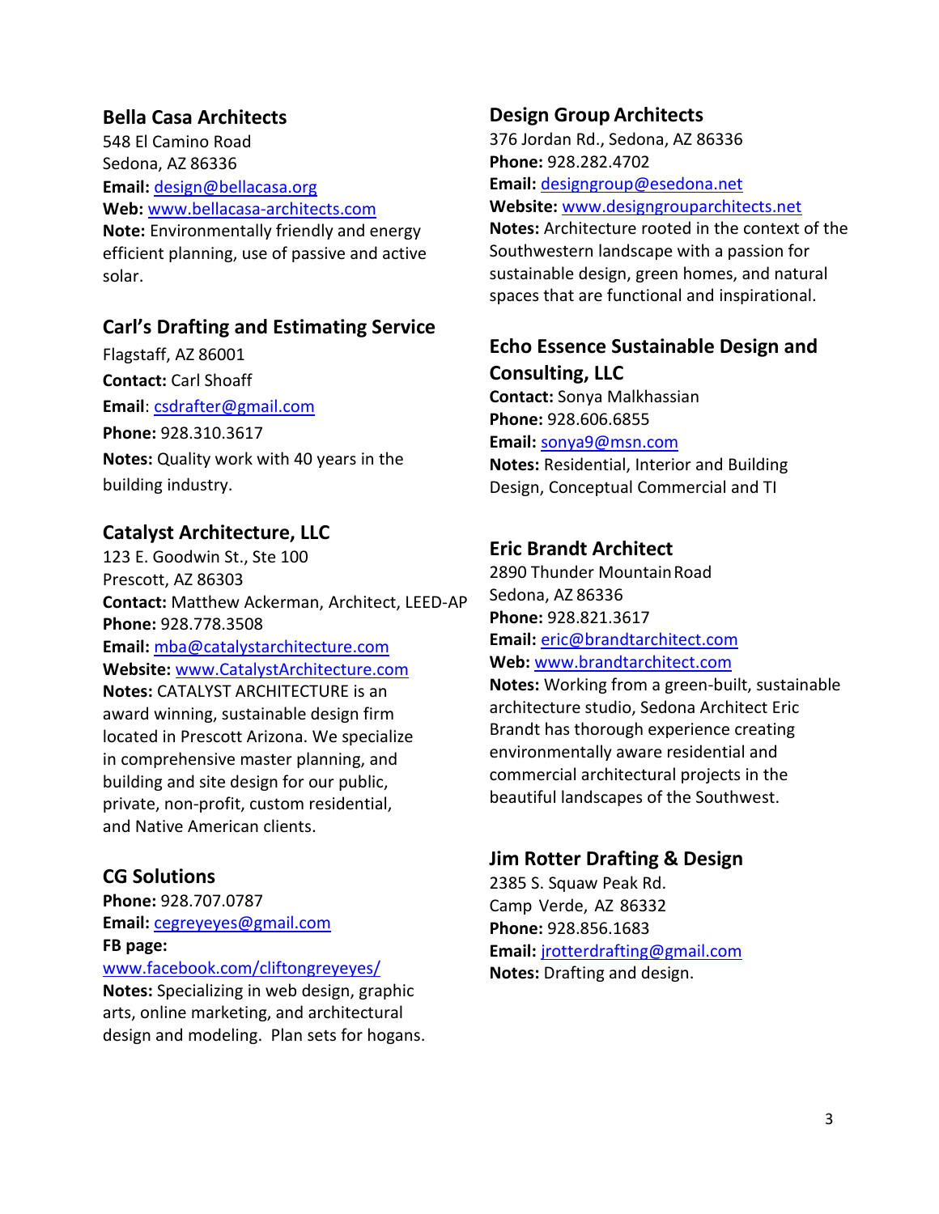### Bella Casa Architects

548 El Camino Road
Sedona, AZ 86336
**Email:** design@bellacasa.org
**Web:** www.bellacasa-architects.com
**Note:** Environmentally friendly and energy efficient planning, use of passive and active solar.

### Carl's Drafting and Estimating Service

Flagstaff, AZ 86001
**Contact:** Carl Shoaff
**Email**: csdrafter@gmail.com
**Phone:** 928.310.3617
**Notes:** Quality work with 40 years in the building industry.

### Catalyst Architecture, LLC

123 E. Goodwin St., Ste 100
Prescott, AZ 86303
**Contact:** Matthew Ackerman, Architect, LEED-AP
**Phone:** 928.778.3508
**Email:** mba@catalystarchitecture.com
**Website:** www.CatalystArchitecture.com
**Notes:** CATALYST ARCHITECTURE is an award winning, sustainable design firm located in Prescott Arizona. We specialize in comprehensive master planning, and building and site design for our public, private, non-profit, custom residential, and Native American clients.

### CG Solutions

**Phone:** 928.707.0787
**Email:** cegreyeyes@gmail.com
**FB page:**
www.facebook.com/cliftongreyeyes/
**Notes:** Specializing in web design, graphic arts, online marketing, and architectural design and modeling. Plan sets for hogans.

### Design Group Architects

376 Jordan Rd., Sedona, AZ 86336
**Phone:** 928.282.4702
**Email:** designgroup@esedona.net
**Website:** www.designgrouparchitects.net
**Notes:** Architecture rooted in the context of the Southwestern landscape with a passion for sustainable design, green homes, and natural spaces that are functional and inspirational.

### Echo Essence Sustainable Design and Consulting, LLC

**Contact:** Sonya Malkhassian
**Phone:** 928.606.6855
**Email:** sonya9@msn.com
**Notes:** Residential, Interior and Building Design, Conceptual Commercial and TI

### Eric Brandt Architect

2890 Thunder Mountain Road
Sedona, AZ 86336
**Phone:** 928.821.3617
**Email:** eric@brandtarchitect.com
**Web:** www.brandtarchitect.com
**Notes:** Working from a green-built, sustainable architecture studio, Sedona Architect Eric Brandt has thorough experience creating environmentally aware residential and commercial architectural projects in the beautiful landscapes of the Southwest.

### Jim Rotter Drafting & Design

2385 S. Squaw Peak Rd.
Camp Verde, AZ 86332
**Phone:** 928.856.1683
**Email:** jrotterdrafting@gmail.com
**Notes:** Drafting and design.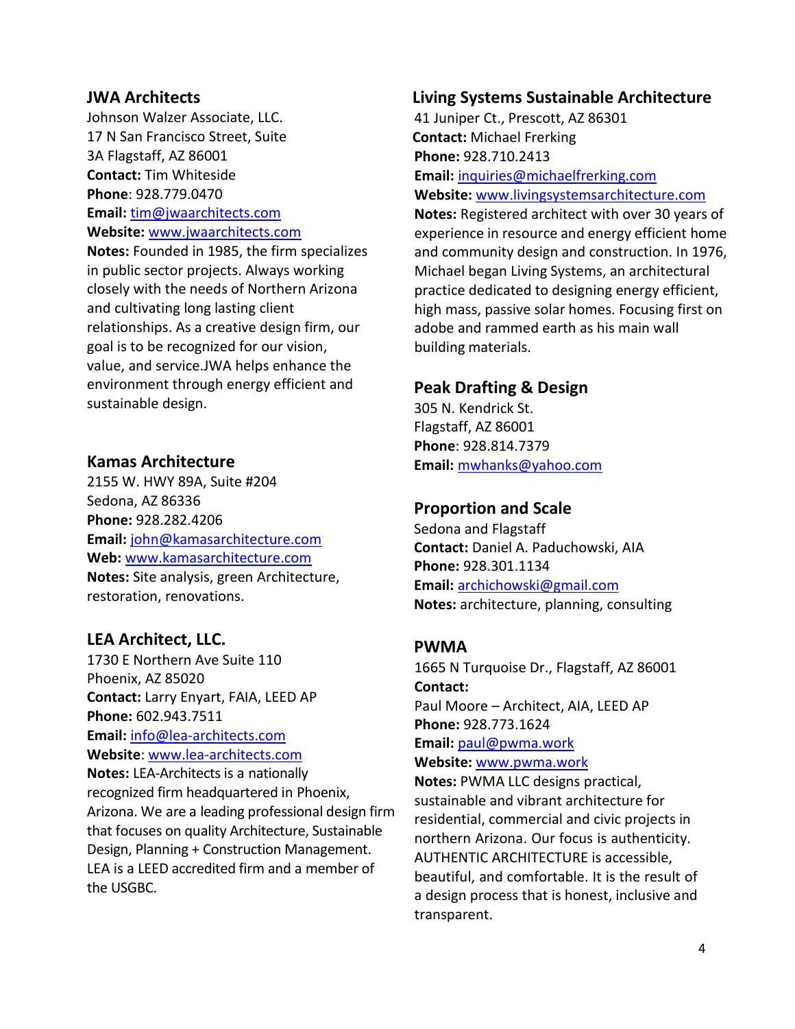## JWA Architects

Johnson Walzer Associate, LLC.
17 N San Francisco Street, Suite 3A Flagstaff, AZ 86001
**Contact:** Tim Whiteside
**Phone**: 928.779.0470
**Email:** tim@jwaarchitects.com
**Website:** www.jwaarchitects.com
**Notes:** Founded in 1985, the firm specializes in public sector projects. Always working closely with the needs of Northern Arizona and cultivating long lasting client relationships. As a creative design firm, our goal is to be recognized for our vision, value, and service.JWA helps enhance the environment through energy efficient and sustainable design.

## Kamas Architecture

2155 W. HWY 89A, Suite #204
Sedona, AZ 86336
**Phone:** 928.282.4206
**Email:** john@kamasarchitecture.com
**Web:** www.kamasarchitecture.com
**Notes:** Site analysis, green Architecture, restoration, renovations.

## LEA Architect, LLC.

1730 E Northern Ave Suite 110
Phoenix, AZ 85020
**Contact:** Larry Enyart, FAIA, LEED AP
**Phone:** 602.943.7511
**Email:** info@lea-architects.com
**Website**: www.lea-architects.com
**Notes:** LEA-Architects is a nationally recognized firm headquartered in Phoenix, Arizona. We are a leading professional design firm that focuses on quality Architecture, Sustainable Design, Planning + Construction Management. LEA is a LEED accredited firm and a member of the USGBC.

## Living Systems Sustainable Architecture

41 Juniper Ct., Prescott, AZ 86301
**Contact:** Michael Frerking
**Phone:** 928.710.2413
**Email:** inquiries@michaelfrerking.com
**Website:** www.livingsystemsarchitecture.com
**Notes:** Registered architect with over 30 years of experience in resource and energy efficient home and community design and construction. In 1976, Michael began Living Systems, an architectural practice dedicated to designing energy efficient, high mass, passive solar homes. Focusing first on adobe and rammed earth as his main wall building materials.

## Peak Drafting & Design

305 N. Kendrick St.
Flagstaff, AZ 86001
**Phone**: 928.814.7379
**Email:** mwhanks@yahoo.com

## Proportion and Scale

Sedona and Flagstaff
**Contact:** Daniel A. Paduchowski, AIA
**Phone:** 928.301.1134
**Email:** archichowski@gmail.com
**Notes:** architecture, planning, consulting

## PWMA

1665 N Turquoise Dr., Flagstaff, AZ 86001
**Contact:**
Paul Moore – Architect, AIA, LEED AP
**Phone:** 928.773.1624
**Email:** paul@pwma.work
**Website:** www.pwma.work
**Notes:** PWMA LLC designs practical, sustainable and vibrant architecture for residential, commercial and civic projects in northern Arizona. Our focus is authenticity. AUTHENTIC ARCHITECTURE is accessible, beautiful, and comfortable. It is the result of a design process that is honest, inclusive and transparent.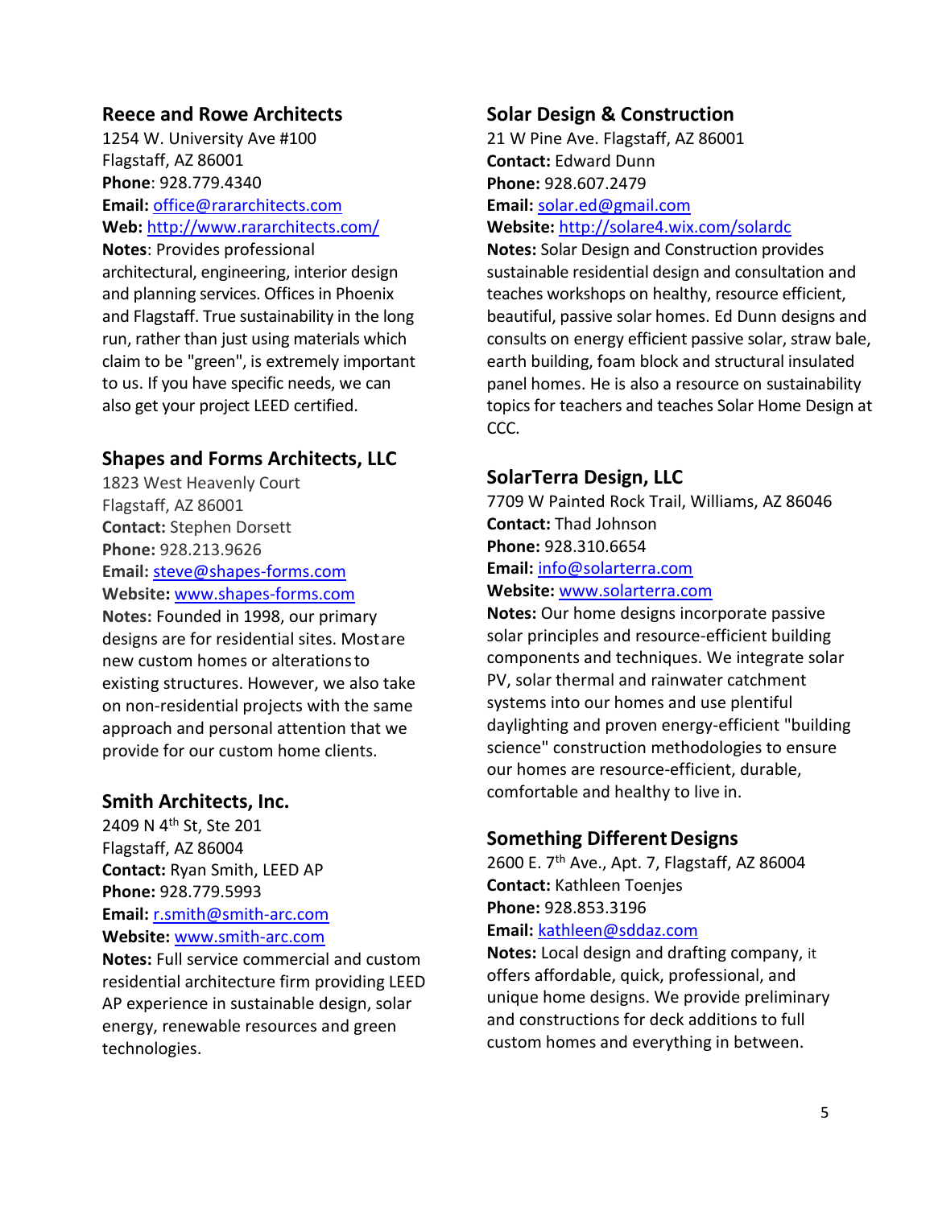### Reece and Rowe Architects

1254 W. University Ave #100
Flagstaff, AZ 86001
**Phone**: 928.779.4340
**Email:** office@rararchitects.com
**Web:** http://www.rararchitects.com/
**Notes**: Provides professional architectural, engineering, interior design and planning services. Offices in Phoenix and Flagstaff. True sustainability in the long run, rather than just using materials which claim to be "green", is extremely important to us. If you have specific needs, we can also get your project LEED certified.

### Shapes and Forms Architects, LLC

1823 West Heavenly Court
Flagstaff, AZ 86001
**Contact:** Stephen Dorsett
**Phone:** 928.213.9626
**Email:** steve@shapes-forms.com
**Website:** www.shapes-forms.com
**Notes:** Founded in 1998, our primary designs are for residential sites. Most are new custom homes or alterations to existing structures. However, we also take on non-residential projects with the same approach and personal attention that we provide for our custom home clients.

### Smith Architects, Inc.

2409 N 4th St, Ste 201
Flagstaff, AZ 86004
**Contact:** Ryan Smith, LEED AP
**Phone:** 928.779.5993
**Email:** r.smith@smith-arc.com
**Website:** www.smith-arc.com
**Notes:** Full service commercial and custom residential architecture firm providing LEED AP experience in sustainable design, solar energy, renewable resources and green technologies.

### Solar Design & Construction

21 W Pine Ave. Flagstaff, AZ 86001
**Contact:** Edward Dunn
**Phone:** 928.607.2479
**Email:** solar.ed@gmail.com
**Website:** http://solare4.wix.com/solardc
**Notes:** Solar Design and Construction provides sustainable residential design and consultation and teaches workshops on healthy, resource efficient, beautiful, passive solar homes. Ed Dunn designs and consults on energy efficient passive solar, straw bale, earth building, foam block and structural insulated panel homes. He is also a resource on sustainability topics for teachers and teaches Solar Home Design at CCC.

### SolarTerra Design, LLC

7709 W Painted Rock Trail, Williams, AZ 86046
**Contact:** Thad Johnson
**Phone:** 928.310.6654
**Email:** info@solarterra.com
**Website:** www.solarterra.com
**Notes:** Our home designs incorporate passive solar principles and resource-efficient building components and techniques. We integrate solar PV, solar thermal and rainwater catchment systems into our homes and use plentiful daylighting and proven energy-efficient "building science" construction methodologies to ensure our homes are resource-efficient, durable, comfortable and healthy to live in.

### Something Different Designs

2600 E. 7th Ave., Apt. 7, Flagstaff, AZ 86004
**Contact:** Kathleen Toenjes
**Phone:** 928.853.3196
**Email:** kathleen@sddaz.com
**Notes:** Local design and drafting company, it offers affordable, quick, professional, and unique home designs. We provide preliminary and constructions for deck additions to full custom homes and everything in between.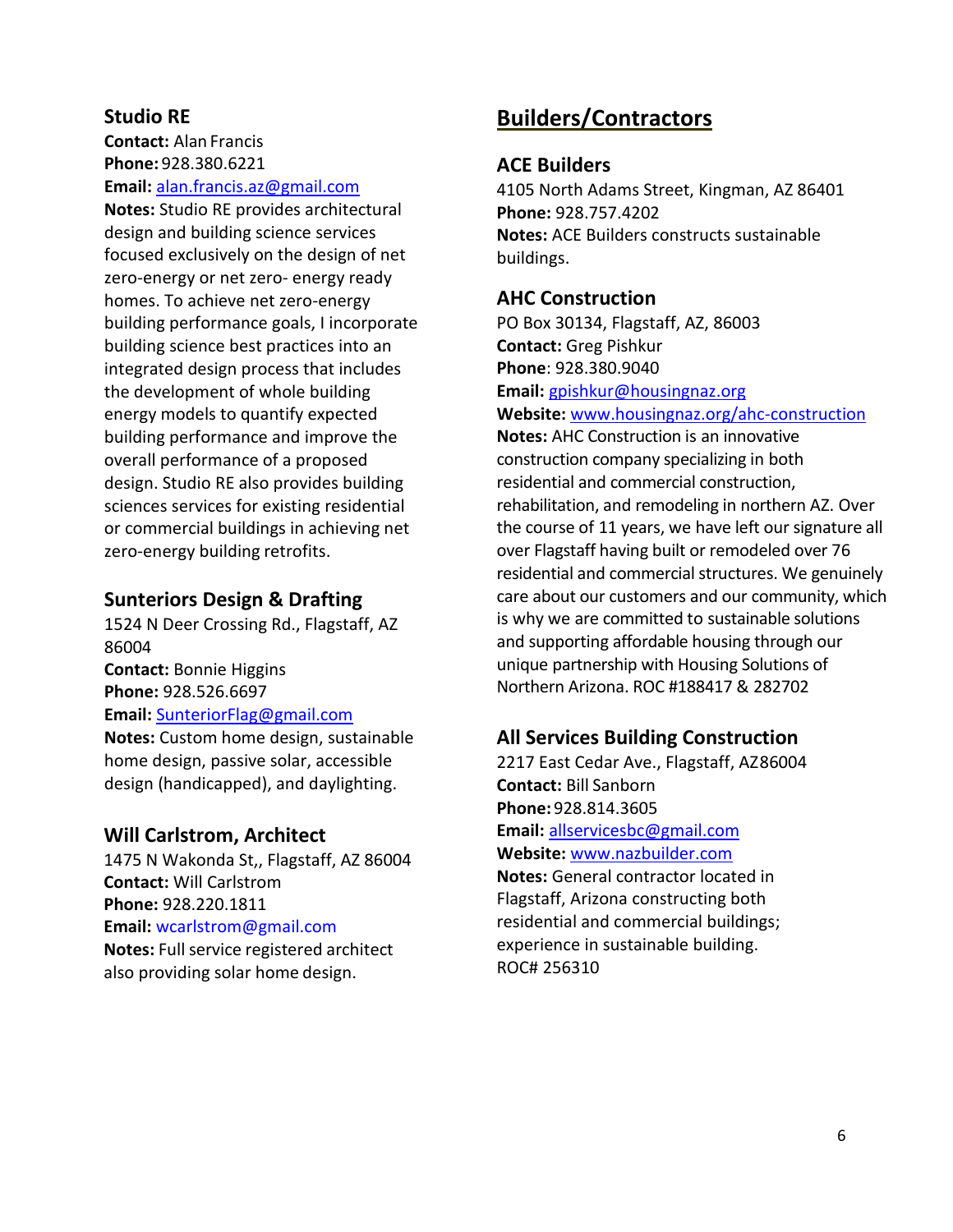### Studio RE

**Contact:** Alan Francis
**Phone:** 928.380.6221
**Email:** alan.francis.az@gmail.com
**Notes:** Studio RE provides architectural design and building science services focused exclusively on the design of net zero-energy or net zero- energy ready homes. To achieve net zero-energy building performance goals, I incorporate building science best practices into an integrated design process that includes the development of whole building energy models to quantify expected building performance and improve the overall performance of a proposed design. Studio RE also provides building sciences services for existing residential or commercial buildings in achieving net zero-energy building retrofits.

### Sunteriors Design & Drafting

1524 N Deer Crossing Rd., Flagstaff, AZ 86004
**Contact:** Bonnie Higgins
**Phone:** 928.526.6697
**Email:** SunteriorFlag@gmail.com
**Notes:** Custom home design, sustainable home design, passive solar, accessible design (handicapped), and daylighting.

### Will Carlstrom, Architect

1475 N Wakonda St,, Flagstaff, AZ 86004
**Contact:** Will Carlstrom
**Phone:** 928.220.1811
**Email:** wcarlstrom@gmail.com
**Notes:** Full service registered architect also providing solar home design.

## Builders/Contractors

### ACE Builders

4105 North Adams Street, Kingman, AZ 86401
**Phone:** 928.757.4202
**Notes:** ACE Builders constructs sustainable buildings.

### AHC Construction

PO Box 30134, Flagstaff, AZ, 86003
**Contact:** Greg Pishkur
**Phone**: 928.380.9040
**Email:** gpishkur@housingnaz.org
**Website:** www.housingnaz.org/ahc-construction
**Notes:** AHC Construction is an innovative construction company specializing in both residential and commercial construction, rehabilitation, and remodeling in northern AZ. Over the course of 11 years, we have left our signature all over Flagstaff having built or remodeled over 76 residential and commercial structures. We genuinely care about our customers and our community, which is why we are committed to sustainable solutions and supporting affordable housing through our unique partnership with Housing Solutions of Northern Arizona. ROC #188417 & 282702

### All Services Building Construction

2217 East Cedar Ave., Flagstaff, AZ86004
**Contact:** Bill Sanborn
**Phone:** 928.814.3605
**Email:** allservicesbc@gmail.com
**Website:** www.nazbuilder.com
**Notes:** General contractor located in Flagstaff, Arizona constructing both residential and commercial buildings; experience in sustainable building. ROC# 256310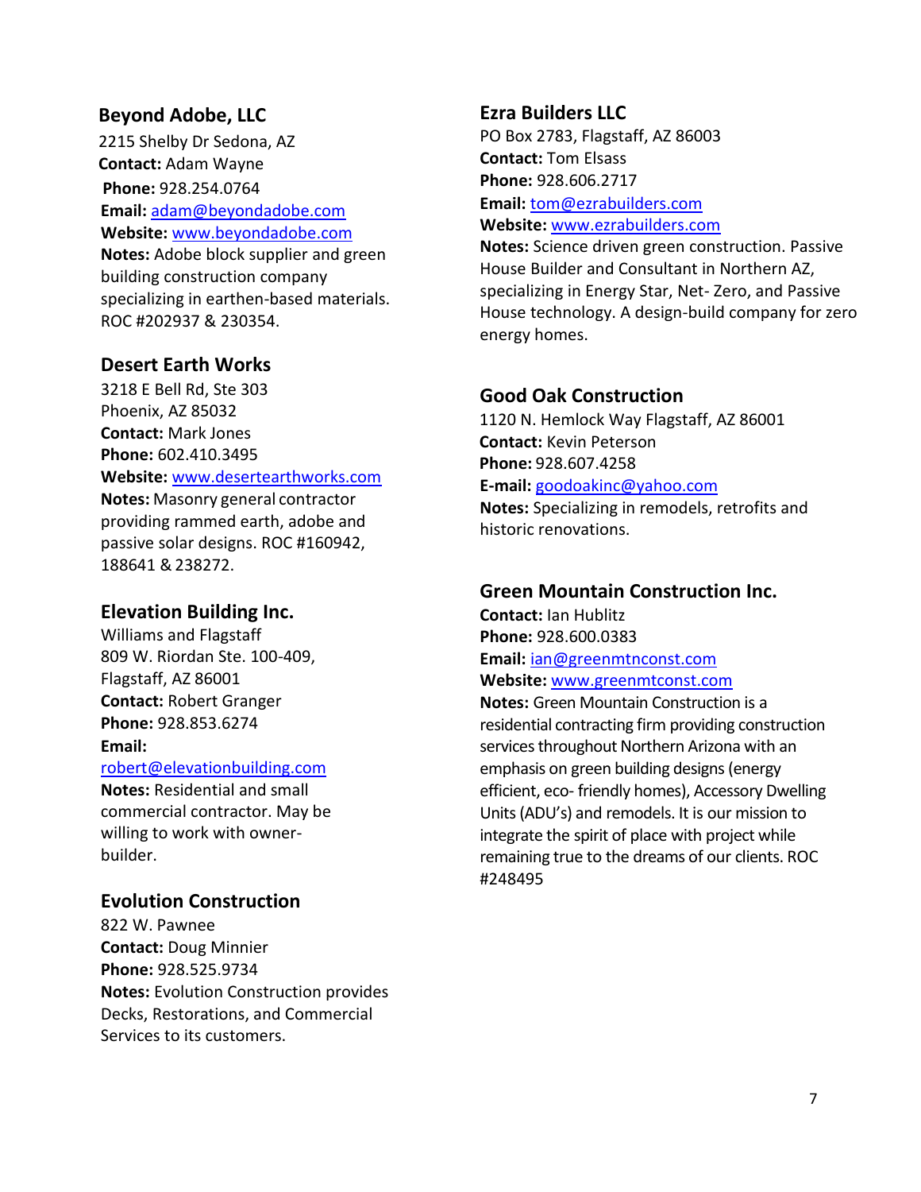### Beyond Adobe, LLC

2215 Shelby Dr Sedona, AZ
**Contact:** Adam Wayne
**Phone:** 928.254.0764
**Email:** adam@beyondadobe.com
**Website:** www.beyondadobe.com
**Notes:** Adobe block supplier and green building construction company specializing in earthen-based materials. ROC #202937 & 230354.

### Desert Earth Works

3218 E Bell Rd, Ste 303
Phoenix, AZ 85032
**Contact:** Mark Jones
**Phone:** 602.410.3495
**Website:** www.desertearthworks.com
**Notes:** Masonry general contractor providing rammed earth, adobe and passive solar designs. ROC #160942, 188641 & 238272.

### Elevation Building Inc.

Williams and Flagstaff
809 W. Riordan Ste. 100-409,
Flagstaff, AZ 86001
**Contact:** Robert Granger
**Phone:** 928.853.6274
**Email:** robert@elevationbuilding.com
**Notes:** Residential and small commercial contractor. May be willing to work with owner-builder.

### Evolution Construction

822 W. Pawnee
**Contact:** Doug Minnier
**Phone:** 928.525.9734
**Notes:** Evolution Construction provides Decks, Restorations, and Commercial Services to its customers.

### Ezra Builders LLC

PO Box 2783, Flagstaff, AZ 86003
**Contact:** Tom Elsass
**Phone:** 928.606.2717
**Email:** tom@ezrabuilders.com
**Website:** www.ezrabuilders.com
**Notes:** Science driven green construction. Passive House Builder and Consultant in Northern AZ, specializing in Energy Star, Net- Zero, and Passive House technology. A design-build company for zero energy homes.

### Good Oak Construction

1120 N. Hemlock Way Flagstaff, AZ 86001
**Contact:** Kevin Peterson
**Phone:** 928.607.4258
**E-mail:** goodoakinc@yahoo.com
**Notes:** Specializing in remodels, retrofits and historic renovations.

### Green Mountain Construction Inc.

**Contact:** Ian Hublitz
**Phone:** 928.600.0383
**Email:** ian@greenmtnconst.com
**Website:** www.greenmtconst.com
**Notes:** Green Mountain Construction is a residential contracting firm providing construction services throughout Northern Arizona with an emphasis on green building designs (energy efficient, eco- friendly homes), Accessory Dwelling Units (ADU's) and remodels. It is our mission to integrate the spirit of place with project while remaining true to the dreams of our clients. ROC #248495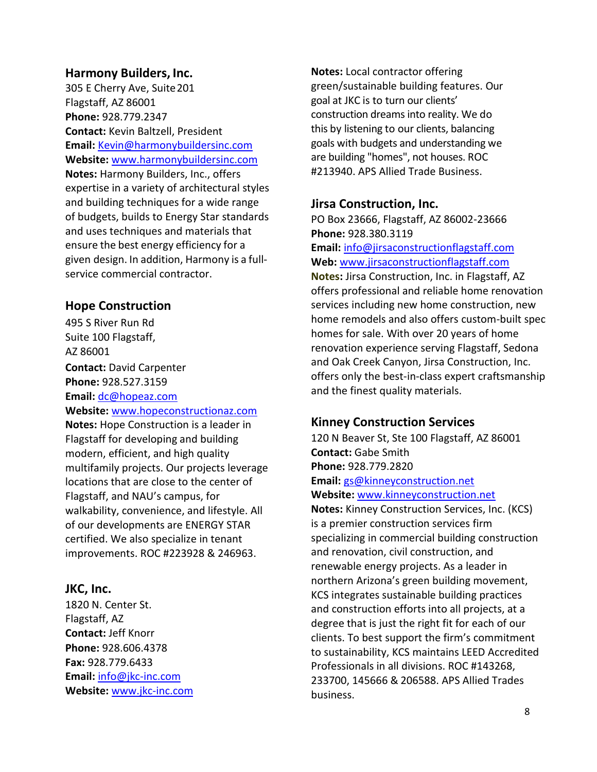### Harmony Builders, Inc.

305 E Cherry Ave, Suite 201
Flagstaff, AZ 86001
**Phone:** 928.779.2347
**Contact:** Kevin Baltzell, President
**Email:** Kevin@harmonybuildersinc.com
**Website:** www.harmonybuildersinc.com
**Notes:** Harmony Builders, Inc., offers expertise in a variety of architectural styles and building techniques for a wide range of budgets, builds to Energy Star standards and uses techniques and materials that ensure the best energy efficiency for a given design. In addition, Harmony is a full-service commercial contractor.

### Hope Construction

495 S River Run Rd
Suite 100 Flagstaff,
AZ 86001
**Contact:** David Carpenter
**Phone:** 928.527.3159
**Email:** dc@hopeaz.com
**Website:** www.hopeconstructionaz.com
**Notes:** Hope Construction is a leader in Flagstaff for developing and building modern, efficient, and high quality multifamily projects. Our projects leverage locations that are close to the center of Flagstaff, and NAU's campus, for walkability, convenience, and lifestyle. All of our developments are ENERGY STAR certified. We also specialize in tenant improvements. ROC #223928 & 246963.

### JKC, Inc.

1820 N. Center St.
Flagstaff, AZ
**Contact:** Jeff Knorr
**Phone:** 928.606.4378
**Fax:** 928.779.6433
**Email:** info@jkc-inc.com
**Website:** www.jkc-inc.com
**Notes:** Local contractor offering green/sustainable building features. Our goal at JKC is to turn our clients' construction dreams into reality. We do this by listening to our clients, balancing goals with budgets and understanding we are building "homes", not houses. ROC #213940. APS Allied Trade Business.

### Jirsa Construction, Inc.

PO Box 23666, Flagstaff, AZ 86002-23666
**Phone:** 928.380.3119
**Email:** info@jirsaconstructionflagstaff.com
**Web:** www.jirsaconstructionflagstaff.com
**Notes:** Jirsa Construction, Inc. in Flagstaff, AZ offers professional and reliable home renovation services including new home construction, new home remodels and also offers custom-built spec homes for sale. With over 20 years of home renovation experience serving Flagstaff, Sedona and Oak Creek Canyon, Jirsa Construction, Inc. offers only the best-in-class expert craftsmanship and the finest quality materials.

### Kinney Construction Services

120 N Beaver St, Ste 100 Flagstaff, AZ 86001
**Contact:** Gabe Smith
**Phone:** 928.779.2820
**Email:** gs@kinneyconstruction.net
**Website:** www.kinneyconstruction.net
**Notes:** Kinney Construction Services, Inc. (KCS) is a premier construction services firm specializing in commercial building construction and renovation, civil construction, and renewable energy projects. As a leader in northern Arizona's green building movement, KCS integrates sustainable building practices and construction efforts into all projects, at a degree that is just the right fit for each of our clients. To best support the firm's commitment to sustainability, KCS maintains LEED Accredited Professionals in all divisions. ROC #143268, 233700, 145666 & 206588. APS Allied Trades business.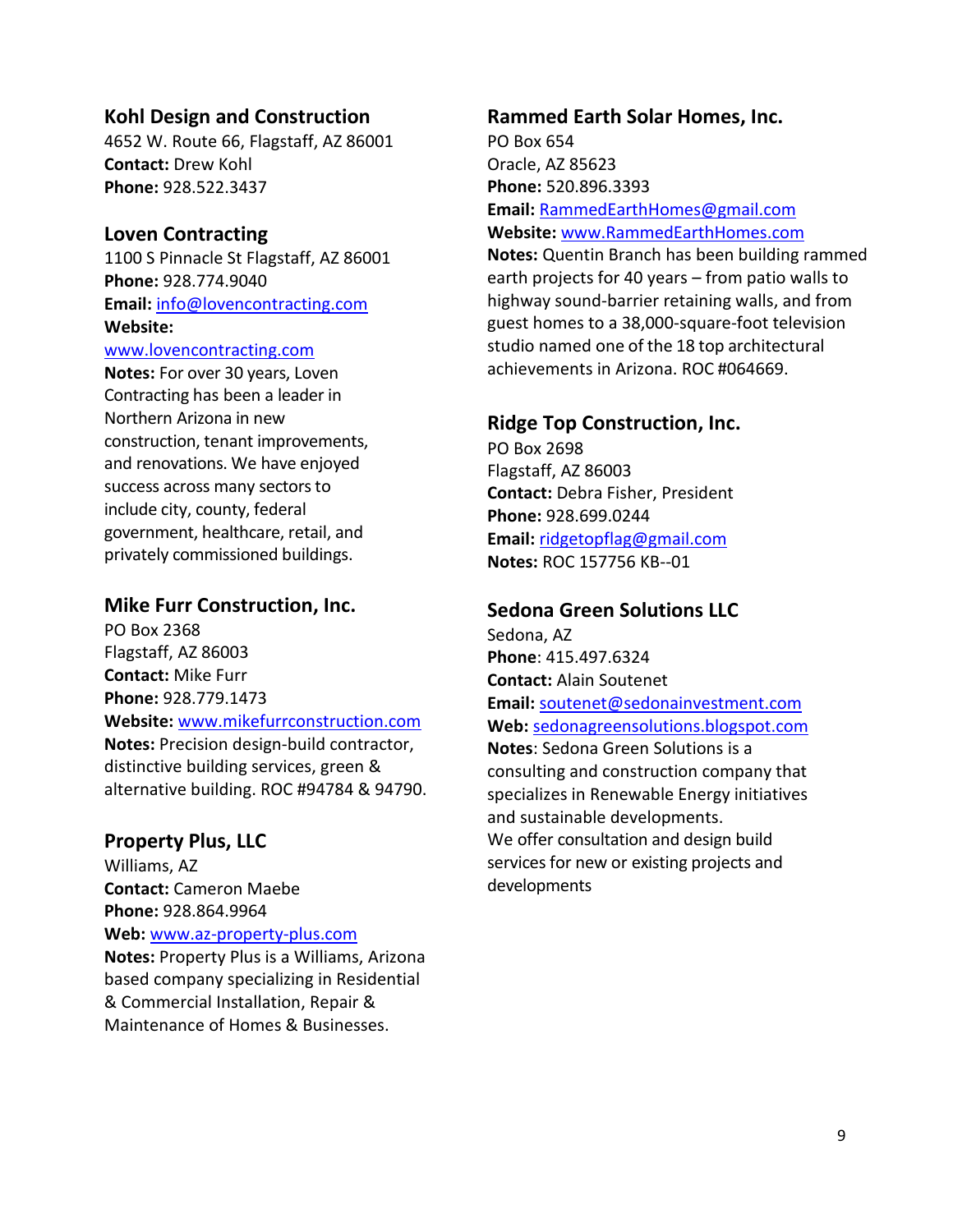### Kohl Design and Construction

4652 W. Route 66, Flagstaff, AZ 86001
**Contact:** Drew Kohl
**Phone:** 928.522.3437

### Loven Contracting

1100 S Pinnacle St Flagstaff, AZ 86001
**Phone:** 928.774.9040
**Email:** info@lovencontracting.com
**Website:** www.lovencontracting.com
**Notes:** For over 30 years, Loven Contracting has been a leader in Northern Arizona in new construction, tenant improvements, and renovations. We have enjoyed success across many sectors to include city, county, federal government, healthcare, retail, and privately commissioned buildings.

### Mike Furr Construction, Inc.

PO Box 2368
Flagstaff, AZ 86003
**Contact:** Mike Furr
**Phone:** 928.779.1473
**Website:** www.mikefurrconstruction.com
**Notes:** Precision design-build contractor, distinctive building services, green & alternative building. ROC #94784 & 94790.

### Property Plus, LLC

Williams, AZ
**Contact:** Cameron Maebe
**Phone:** 928.864.9964
**Web:** www.az-property-plus.com
**Notes:** Property Plus is a Williams, Arizona based company specializing in Residential & Commercial Installation, Repair & Maintenance of Homes & Businesses.

### Rammed Earth Solar Homes, Inc.

PO Box 654
Oracle, AZ 85623
**Phone:** 520.896.3393
**Email:** RammedEarthHomes@gmail.com
**Website:** www.RammedEarthHomes.com
**Notes:** Quentin Branch has been building rammed earth projects for 40 years – from patio walls to highway sound-barrier retaining walls, and from guest homes to a 38,000-square-foot television studio named one of the 18 top architectural achievements in Arizona. ROC #064669.

### Ridge Top Construction, Inc.

PO Box 2698
Flagstaff, AZ 86003
**Contact:** Debra Fisher, President
**Phone:** 928.699.0244
**Email:** ridgetopflag@gmail.com
**Notes:** ROC 157756 KB--01

### Sedona Green Solutions LLC

Sedona, AZ
**Phone**: 415.497.6324
**Contact:** Alain Soutenet
**Email:** soutenet@sedonainvestment.com
**Web:** sedonagreensolutions.blogspot.com
**Notes**: Sedona Green Solutions is a consulting and construction company that specializes in Renewable Energy initiatives and sustainable developments.
We offer consultation and design build services for new or existing projects and developments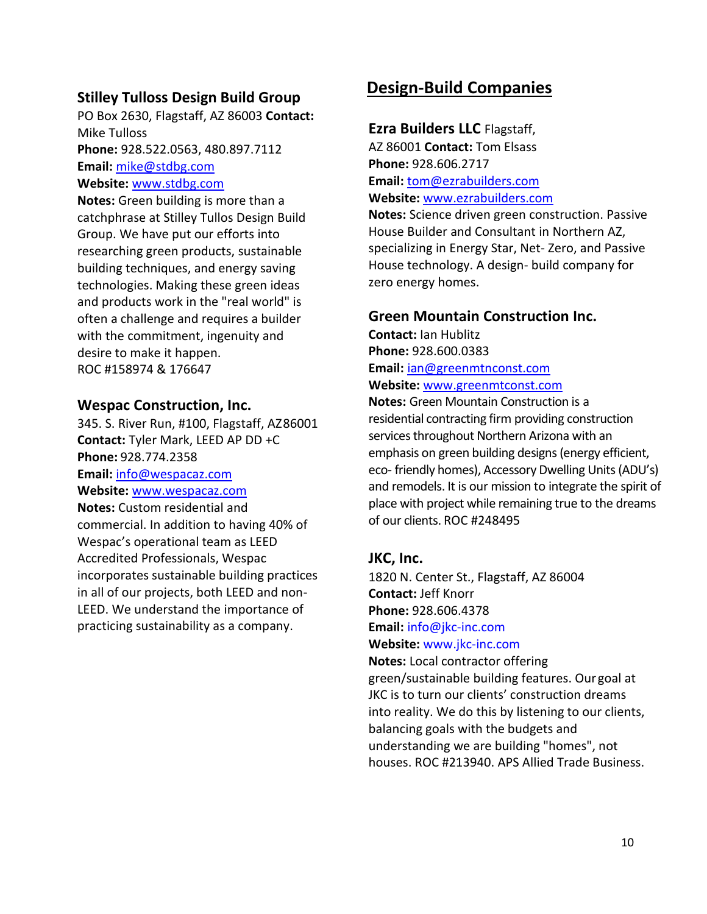### Stilley Tulloss Design Build Group

PO Box 2630, Flagstaff, AZ 86003 **Contact:** Mike Tulloss
**Phone:** 928.522.0563, 480.897.7112
**Email:** mike@stdbg.com
**Website:** www.stdbg.com
**Notes:** Green building is more than a catchphrase at Stilley Tullos Design Build Group. We have put our efforts into researching green products, sustainable building techniques, and energy saving technologies. Making these green ideas and products work in the "real world" is often a challenge and requires a builder with the commitment, ingenuity and desire to make it happen.
ROC #158974 & 176647

### Wespac Construction, Inc.

345. S. River Run, #100, Flagstaff, AZ86001
**Contact:** Tyler Mark, LEED AP DD +C
**Phone:** 928.774.2358
**Email:** info@wespacaz.com
**Website:** www.wespacaz.com
**Notes:** Custom residential and commercial. In addition to having 40% of Wespac's operational team as LEED Accredited Professionals, Wespac incorporates sustainable building practices in all of our projects, both LEED and non-LEED. We understand the importance of practicing sustainability as a company.

## Design-Build Companies

### Ezra Builders LLC

Flagstaff, AZ 86001 **Contact:** Tom Elsass
**Phone:** 928.606.2717
**Email:** tom@ezrabuilders.com
**Website:** www.ezrabuilders.com
**Notes:** Science driven green construction. Passive House Builder and Consultant in Northern AZ, specializing in Energy Star, Net- Zero, and Passive House technology. A design- build company for zero energy homes.

### Green Mountain Construction Inc.

**Contact:** Ian Hublitz
**Phone:** 928.600.0383
**Email:** ian@greenmtnconst.com
**Website:** www.greenmtconst.com
**Notes:** Green Mountain Construction is a residential contracting firm providing construction services throughout Northern Arizona with an emphasis on green building designs (energy efficient, eco- friendly homes), Accessory Dwelling Units (ADU's) and remodels. It is our mission to integrate the spirit of place with project while remaining true to the dreams of our clients. ROC #248495

### JKC, Inc.

1820 N. Center St., Flagstaff, AZ 86004
**Contact:** Jeff Knorr
**Phone:** 928.606.4378
**Email:** info@jkc-inc.com
**Website:** www.jkc-inc.com
**Notes:** Local contractor offering green/sustainable building features. Our goal at JKC is to turn our clients' construction dreams into reality. We do this by listening to our clients, balancing goals with the budgets and understanding we are building "homes", not houses. ROC #213940. APS Allied Trade Business.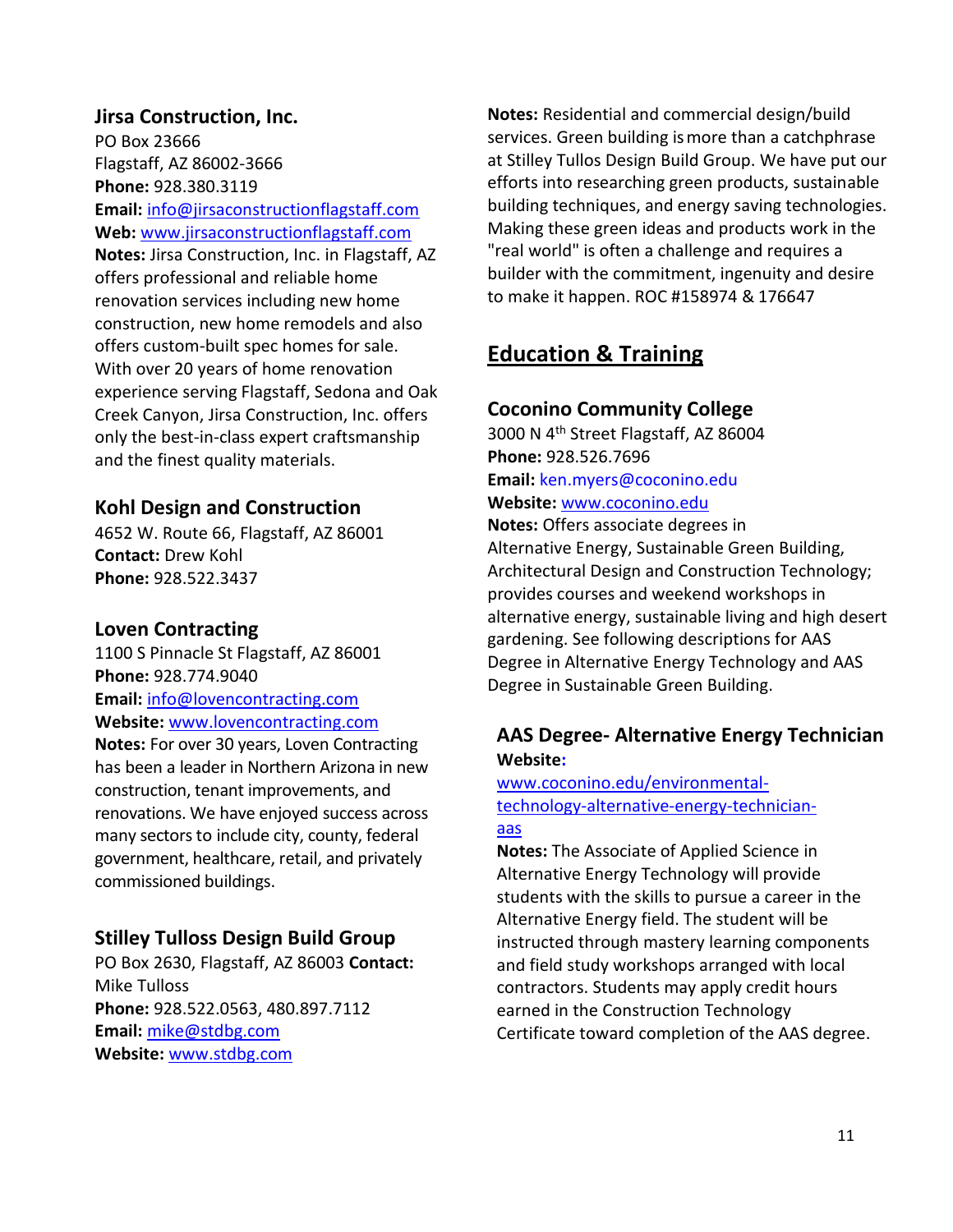### Jirsa Construction, Inc.

PO Box 23666
Flagstaff, AZ 86002-3666
**Phone:** 928.380.3119
**Email:** info@jirsaconstructionflagstaff.com
**Web:** www.jirsaconstructionflagstaff.com
**Notes:** Jirsa Construction, Inc. in Flagstaff, AZ offers professional and reliable home renovation services including new home construction, new home remodels and also offers custom-built spec homes for sale. With over 20 years of home renovation experience serving Flagstaff, Sedona and Oak Creek Canyon, Jirsa Construction, Inc. offers only the best-in-class expert craftsmanship and the finest quality materials.

### Kohl Design and Construction

4652 W. Route 66, Flagstaff, AZ 86001
**Contact:** Drew Kohl
**Phone:** 928.522.3437

### Loven Contracting

1100 S Pinnacle St Flagstaff, AZ 86001
**Phone:** 928.774.9040
**Email:** info@lovencontracting.com
**Website:** www.lovencontracting.com
**Notes:** For over 30 years, Loven Contracting has been a leader in Northern Arizona in new construction, tenant improvements, and renovations. We have enjoyed success across many sectors to include city, county, federal government, healthcare, retail, and privately commissioned buildings.

### Stilley Tulloss Design Build Group

PO Box 2630, Flagstaff, AZ 86003 **Contact:** Mike Tulloss
**Phone:** 928.522.0563, 480.897.7112
**Email:** mike@stdbg.com
**Website:** www.stdbg.com
**Notes:** Residential and commercial design/build services. Green building is more than a catchphrase at Stilley Tullos Design Build Group. We have put our efforts into researching green products, sustainable building techniques, and energy saving technologies. Making these green ideas and products work in the "real world" is often a challenge and requires a builder with the commitment, ingenuity and desire to make it happen. ROC #158974 & 176647

## Education & Training

### Coconino Community College

3000 N 4th Street Flagstaff, AZ 86004
**Phone:** 928.526.7696
**Email:** ken.myers@coconino.edu
**Website:** www.coconino.edu
**Notes:** Offers associate degrees in Alternative Energy, Sustainable Green Building, Architectural Design and Construction Technology; provides courses and weekend workshops in alternative energy, sustainable living and high desert gardening. See following descriptions for AAS Degree in Alternative Energy Technology and AAS Degree in Sustainable Green Building.

#### AAS Degree- Alternative Energy Technician

**Website:** www.coconino.edu/environmental-technology-alternative-energy-technician-aas
**Notes:** The Associate of Applied Science in Alternative Energy Technology will provide students with the skills to pursue a career in the Alternative Energy field. The student will be instructed through mastery learning components and field study workshops arranged with local contractors. Students may apply credit hours earned in the Construction Technology Certificate toward completion of the AAS degree.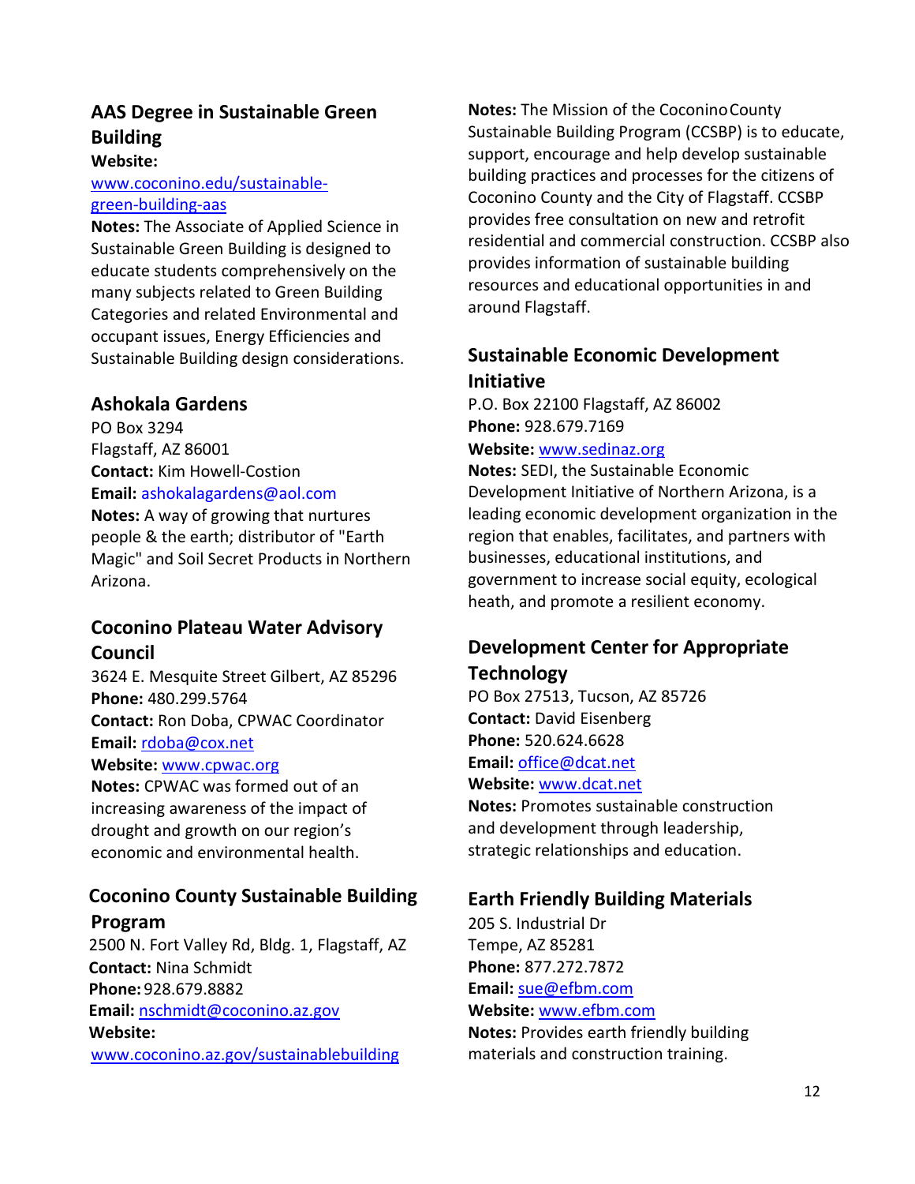### AAS Degree in Sustainable Green Building

**Website:** www.coconino.edu/sustainable-green-building-aas

**Notes:** The Associate of Applied Science in Sustainable Green Building is designed to educate students comprehensively on the many subjects related to Green Building Categories and related Environmental and occupant issues, Energy Efficiencies and Sustainable Building design considerations.

### Ashokala Gardens

PO Box 3294
Flagstaff, AZ 86001
**Contact:** Kim Howell-Costion
**Email:** ashokalagardens@aol.com
**Notes:** A way of growing that nurtures people & the earth; distributor of "Earth Magic" and Soil Secret Products in Northern Arizona.

### Coconino Plateau Water Advisory Council

3624 E. Mesquite Street Gilbert, AZ 85296
**Phone:** 480.299.5764
**Contact:** Ron Doba, CPWAC Coordinator
**Email:** rdoba@cox.net
**Website:** www.cpwac.org
**Notes:** CPWAC was formed out of an increasing awareness of the impact of drought and growth on our region's economic and environmental health.

### Coconino County Sustainable Building Program

2500 N. Fort Valley Rd, Bldg. 1, Flagstaff, AZ
**Contact:** Nina Schmidt
**Phone:** 928.679.8882
**Email:** nschmidt@coconino.az.gov
**Website:** www.coconino.az.gov/sustainablebuilding
**Notes:** The Mission of the Coconino County Sustainable Building Program (CCSBP) is to educate, support, encourage and help develop sustainable building practices and processes for the citizens of Coconino County and the City of Flagstaff. CCSBP provides free consultation on new and retrofit residential and commercial construction. CCSBP also provides information of sustainable building resources and educational opportunities in and around Flagstaff.

### Sustainable Economic Development Initiative

P.O. Box 22100 Flagstaff, AZ 86002
**Phone:** 928.679.7169
**Website:** www.sedinaz.org
**Notes:** SEDI, the Sustainable Economic Development Initiative of Northern Arizona, is a leading economic development organization in the region that enables, facilitates, and partners with businesses, educational institutions, and government to increase social equity, ecological heath, and promote a resilient economy.

### Development Center for Appropriate Technology

PO Box 27513, Tucson, AZ 85726
**Contact:** David Eisenberg
**Phone:** 520.624.6628
**Email:** office@dcat.net
**Website:** www.dcat.net
**Notes:** Promotes sustainable construction and development through leadership, strategic relationships and education.

### Earth Friendly Building Materials

205 S. Industrial Dr
Tempe, AZ 85281
**Phone:** 877.272.7872
**Email:** sue@efbm.com
**Website:** www.efbm.com
**Notes:** Provides earth friendly building materials and construction training.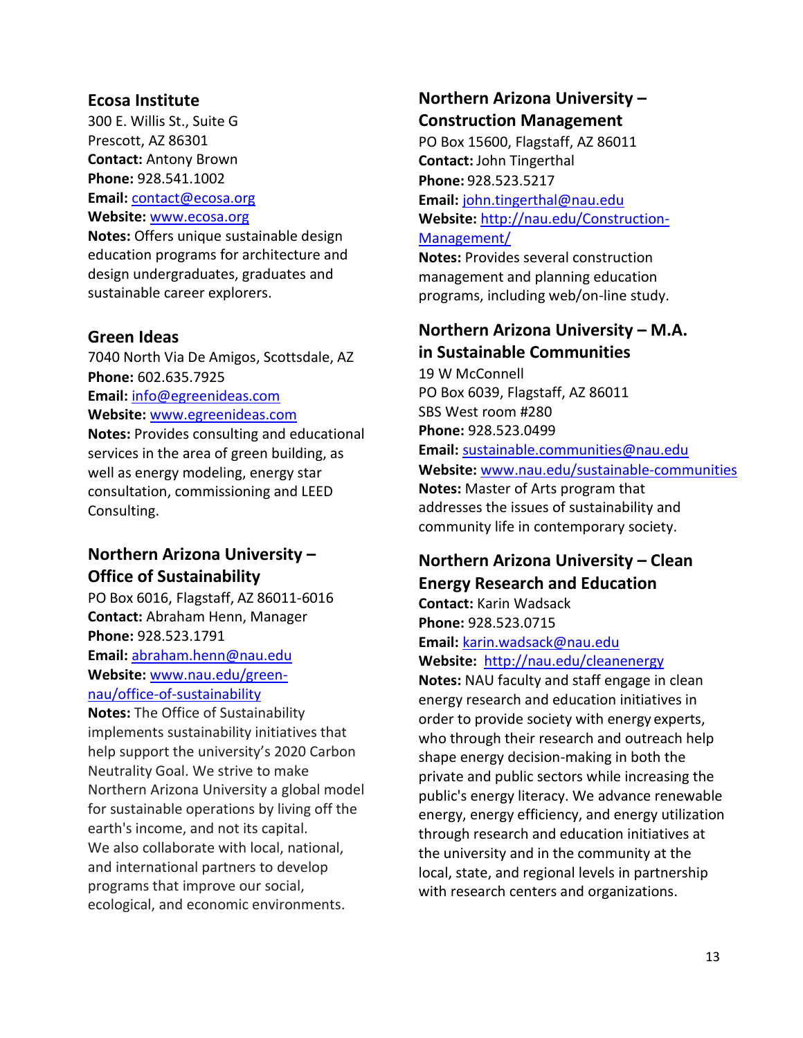### Ecosa Institute

300 E. Willis St., Suite G
Prescott, AZ 86301
**Contact:** Antony Brown
**Phone:** 928.541.1002
**Email:** contact@ecosa.org
**Website:** www.ecosa.org
**Notes:** Offers unique sustainable design education programs for architecture and design undergraduates, graduates and sustainable career explorers.

### Green Ideas

7040 North Via De Amigos, Scottsdale, AZ
**Phone:** 602.635.7925
**Email:** info@egreenideas.com
**Website:** www.egreenideas.com
**Notes:** Provides consulting and educational services in the area of green building, as well as energy modeling, energy star consultation, commissioning and LEED Consulting.

### Northern Arizona University – Office of Sustainability

PO Box 6016, Flagstaff, AZ 86011-6016
**Contact:** Abraham Henn, Manager
**Phone:** 928.523.1791
**Email:** abraham.henn@nau.edu
**Website:** www.nau.edu/green-nau/office-of-sustainability
**Notes:** The Office of Sustainability implements sustainability initiatives that help support the university's 2020 Carbon Neutrality Goal. We strive to make Northern Arizona University a global model for sustainable operations by living off the earth's income, and not its capital. We also collaborate with local, national, and international partners to develop programs that improve our social, ecological, and economic environments.

### Northern Arizona University – Construction Management

PO Box 15600, Flagstaff, AZ 86011
**Contact:** John Tingerthal
**Phone:** 928.523.5217
**Email:** john.tingerthal@nau.edu
**Website:** http://nau.edu/Construction-Management/
**Notes:** Provides several construction management and planning education programs, including web/on-line study.

### Northern Arizona University – M.A. in Sustainable Communities

19 W McConnell
PO Box 6039, Flagstaff, AZ 86011
SBS West room #280
**Phone:** 928.523.0499
**Email:** sustainable.communities@nau.edu
**Website:** www.nau.edu/sustainable-communities
**Notes:** Master of Arts program that addresses the issues of sustainability and community life in contemporary society.

### Northern Arizona University – Clean Energy Research and Education

**Contact:** Karin Wadsack
**Phone:** 928.523.0715
**Email:** karin.wadsack@nau.edu
**Website:** http://nau.edu/cleanenergy
**Notes:** NAU faculty and staff engage in clean energy research and education initiatives in order to provide society with energy experts, who through their research and outreach help shape energy decision-making in both the private and public sectors while increasing the public's energy literacy. We advance renewable energy, energy efficiency, and energy utilization through research and education initiatives at the university and in the community at the local, state, and regional levels in partnership with research centers and organizations.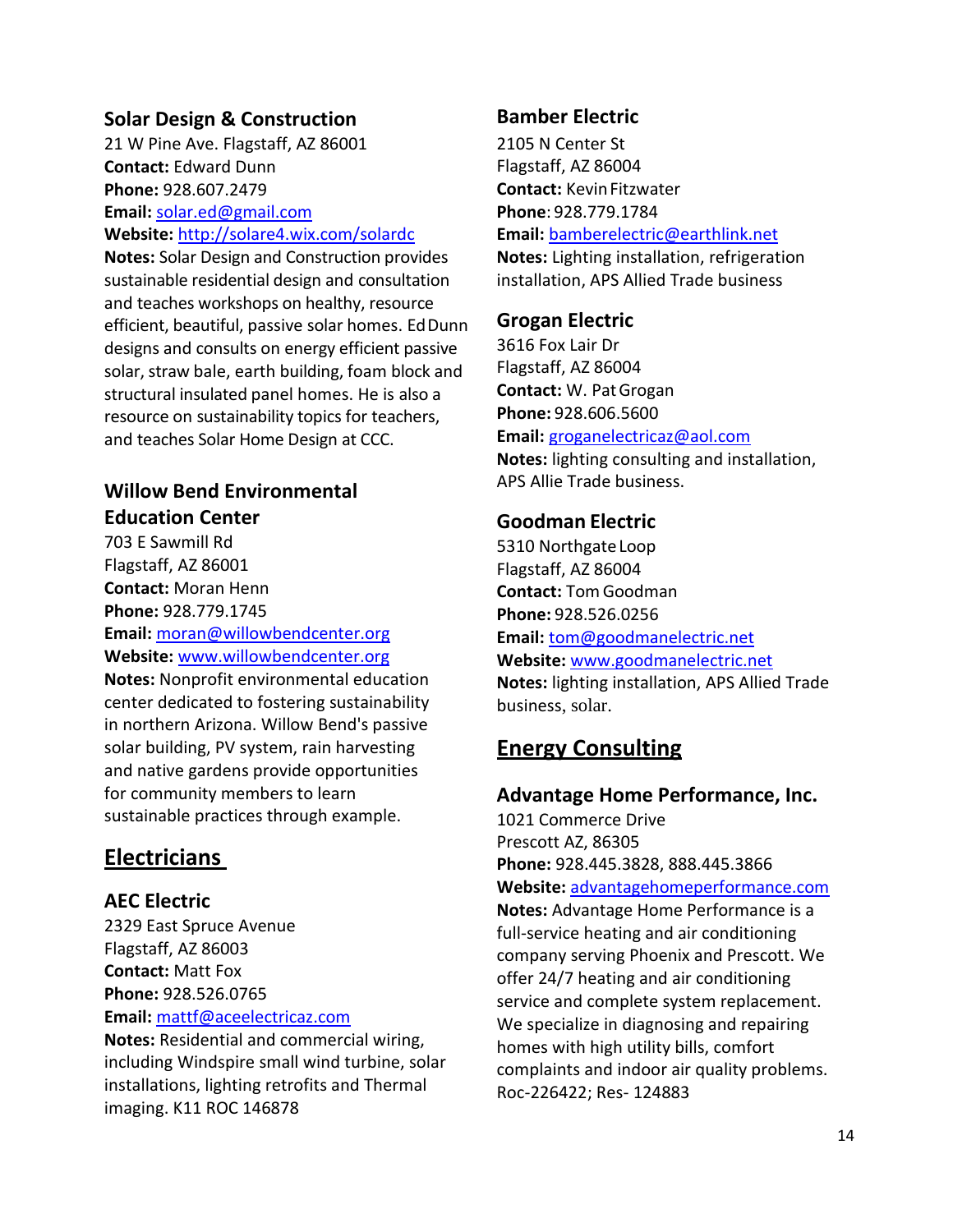### Solar Design & Construction

21 W Pine Ave. Flagstaff, AZ 86001
**Contact:** Edward Dunn
**Phone:** 928.607.2479
**Email:** solar.ed@gmail.com
**Website:** http://solare4.wix.com/solardc
**Notes:** Solar Design and Construction provides sustainable residential design and consultation and teaches workshops on healthy, resource efficient, beautiful, passive solar homes. Ed Dunn designs and consults on energy efficient passive solar, straw bale, earth building, foam block and structural insulated panel homes. He is also a resource on sustainability topics for teachers, and teaches Solar Home Design at CCC.

### Willow Bend Environmental Education Center

703 E Sawmill Rd
Flagstaff, AZ 86001
**Contact:** Moran Henn
**Phone:** 928.779.1745
**Email:** moran@willowbendcenter.org
**Website:** www.willowbendcenter.org
**Notes:** Nonprofit environmental education center dedicated to fostering sustainability in northern Arizona. Willow Bend's passive solar building, PV system, rain harvesting and native gardens provide opportunities for community members to learn sustainable practices through example.

## Electricians

### AEC Electric

2329 East Spruce Avenue
Flagstaff, AZ 86003
**Contact:** Matt Fox
**Phone:** 928.526.0765
**Email:** mattf@aceelectricaz.com
**Notes:** Residential and commercial wiring, including Windspire small wind turbine, solar installations, lighting retrofits and Thermal imaging. K11 ROC 146878

### Bamber Electric

2105 N Center St
Flagstaff, AZ 86004
**Contact:** Kevin Fitzwater
**Phone**: 928.779.1784
**Email:** bamberelectric@earthlink.net
**Notes:** Lighting installation, refrigeration installation, APS Allied Trade business

### Grogan Electric

3616 Fox Lair Dr
Flagstaff, AZ 86004
**Contact:** W. Pat Grogan
**Phone:** 928.606.5600
**Email:** groganelectricaz@aol.com
**Notes:** lighting consulting and installation, APS Allie Trade business.

### Goodman Electric

5310 Northgate Loop
Flagstaff, AZ 86004
**Contact:** Tom Goodman
**Phone:** 928.526.0256
**Email:** tom@goodmanelectric.net
**Website:** www.goodmanelectric.net
**Notes:** lighting installation, APS Allied Trade business, solar.

## Energy Consulting

### Advantage Home Performance, Inc.

1021 Commerce Drive
Prescott AZ, 86305
**Phone:** 928.445.3828, 888.445.3866
**Website:** advantagehomeperformance.com
**Notes:** Advantage Home Performance is a full-service heating and air conditioning company serving Phoenix and Prescott. We offer 24/7 heating and air conditioning service and complete system replacement. We specialize in diagnosing and repairing homes with high utility bills, comfort complaints and indoor air quality problems. Roc-226422; Res- 124883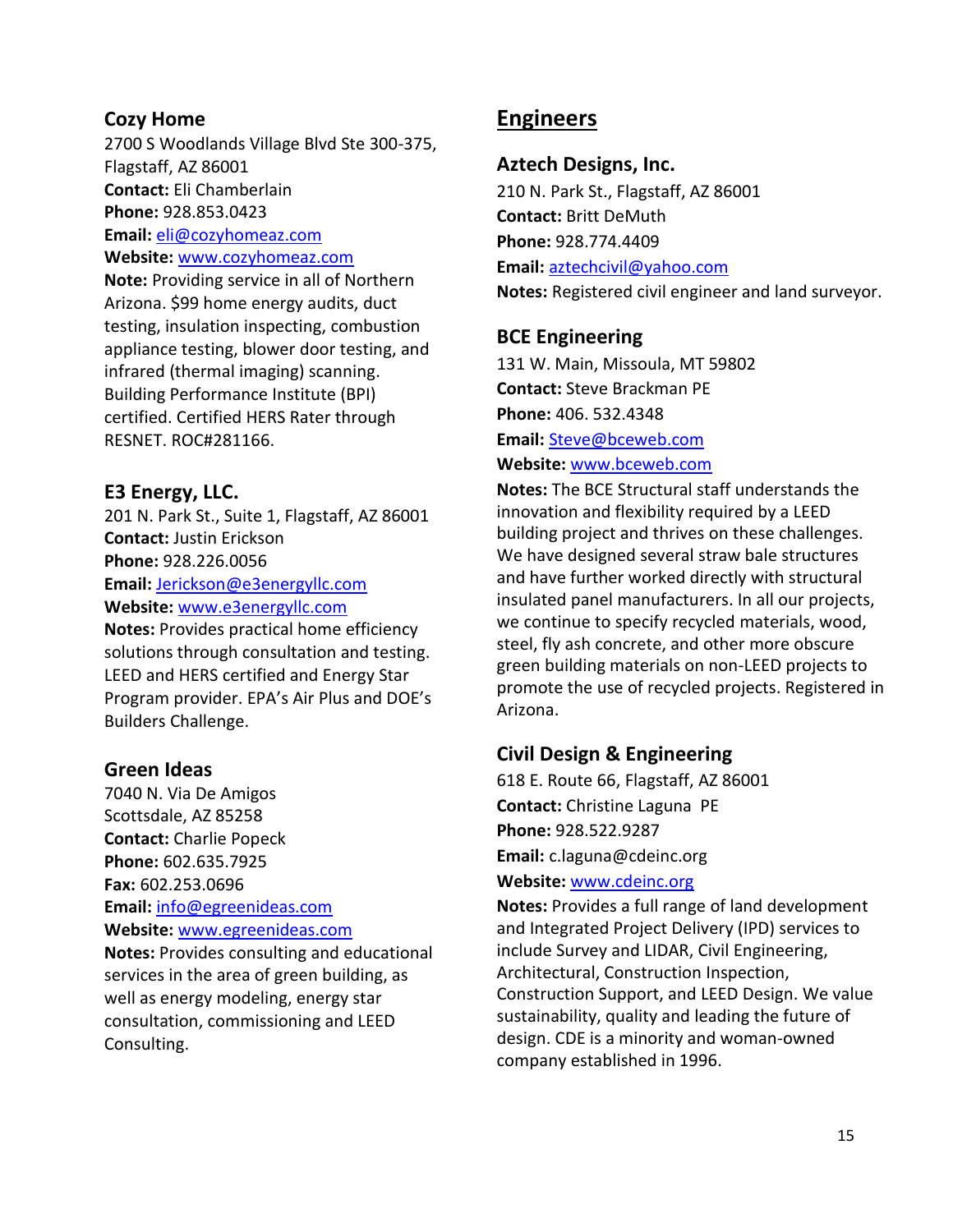### Cozy Home

2700 S Woodlands Village Blvd Ste 300-375, Flagstaff, AZ 86001
**Contact:** Eli Chamberlain
**Phone:** 928.853.0423
**Email:** eli@cozyhomeaz.com
**Website:** www.cozyhomeaz.com
**Note:** Providing service in all of Northern Arizona. $99 home energy audits, duct testing, insulation inspecting, combustion appliance testing, blower door testing, and infrared (thermal imaging) scanning. Building Performance Institute (BPI) certified. Certified HERS Rater through RESNET. ROC#281166.

### E3 Energy, LLC.

201 N. Park St., Suite 1, Flagstaff, AZ 86001
**Contact:** Justin Erickson
**Phone:** 928.226.0056
**Email:** Jerickson@e3energyllc.com
**Website:** www.e3energyllc.com
**Notes:** Provides practical home efficiency solutions through consultation and testing. LEED and HERS certified and Energy Star Program provider. EPA's Air Plus and DOE's Builders Challenge.

### Green Ideas

7040 N. Via De Amigos
Scottsdale, AZ 85258
**Contact:** Charlie Popeck
**Phone:** 602.635.7925
**Fax:** 602.253.0696
**Email:** info@egreenideas.com
**Website:** www.egreenideas.com
**Notes:** Provides consulting and educational services in the area of green building, as well as energy modeling, energy star consultation, commissioning and LEED Consulting.

## Engineers

### Aztech Designs, Inc.

210 N. Park St., Flagstaff, AZ 86001
**Contact:** Britt DeMuth
**Phone:** 928.774.4409
**Email:** aztechcivil@yahoo.com
**Notes:** Registered civil engineer and land surveyor.

### BCE Engineering

131 W. Main, Missoula, MT 59802
**Contact:** Steve Brackman PE
**Phone:** 406. 532.4348
**Email:** Steve@bceweb.com
**Website:** www.bceweb.com
**Notes:** The BCE Structural staff understands the innovation and flexibility required by a LEED building project and thrives on these challenges. We have designed several straw bale structures and have further worked directly with structural insulated panel manufacturers. In all our projects, we continue to specify recycled materials, wood, steel, fly ash concrete, and other more obscure green building materials on non-LEED projects to promote the use of recycled projects. Registered in Arizona.

### Civil Design & Engineering

618 E. Route 66, Flagstaff, AZ 86001
**Contact:** Christine Laguna PE
**Phone:** 928.522.9287
**Email:** c.laguna@cdeinc.org
**Website:** www.cdeinc.org
**Notes:** Provides a full range of land development and Integrated Project Delivery (IPD) services to include Survey and LIDAR, Civil Engineering, Architectural, Construction Inspection, Construction Support, and LEED Design. We value sustainability, quality and leading the future of design. CDE is a minority and woman-owned company established in 1996.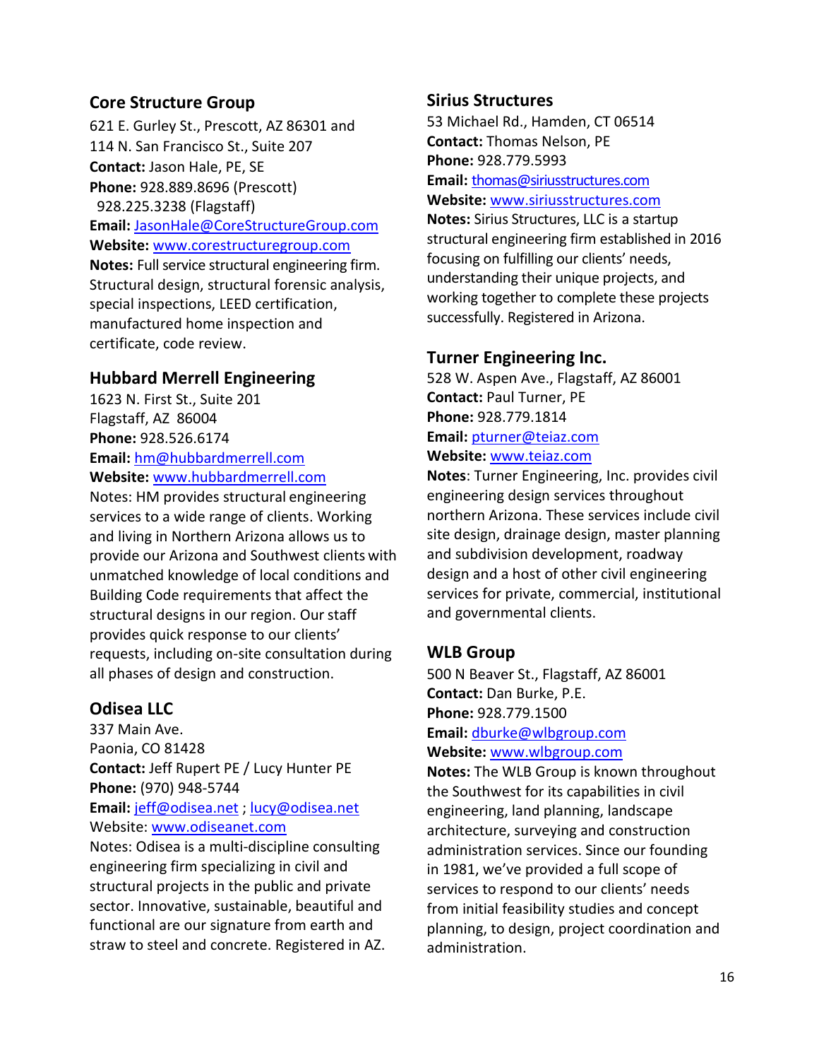### Core Structure Group

621 E. Gurley St., Prescott, AZ 86301 and
114 N. San Francisco St., Suite 207
**Contact:** Jason Hale, PE, SE
**Phone:** 928.889.8696 (Prescott)
928.225.3238 (Flagstaff)
**Email:** JasonHale@CoreStructureGroup.com
**Website:** www.corestructuregroup.com
**Notes:** Full service structural engineering firm. Structural design, structural forensic analysis, special inspections, LEED certification, manufactured home inspection and certificate, code review.

### Hubbard Merrell Engineering

1623 N. First St., Suite 201
Flagstaff, AZ 86004
**Phone:** 928.526.6174
**Email:** hm@hubbardmerrell.com
**Website:** www.hubbardmerrell.com
Notes: HM provides structural engineering services to a wide range of clients. Working and living in Northern Arizona allows us to provide our Arizona and Southwest clients with unmatched knowledge of local conditions and Building Code requirements that affect the structural designs in our region. Our staff provides quick response to our clients' requests, including on-site consultation during all phases of design and construction.

### Odisea LLC

337 Main Ave.
Paonia, CO 81428
**Contact:** Jeff Rupert PE / Lucy Hunter PE
**Phone:** (970) 948-5744
**Email:** jeff@odisea.net ; lucy@odisea.net
Website: www.odiseanet.com
Notes: Odisea is a multi-discipline consulting engineering firm specializing in civil and structural projects in the public and private sector. Innovative, sustainable, beautiful and functional are our signature from earth and straw to steel and concrete. Registered in AZ.

### Sirius Structures

53 Michael Rd., Hamden, CT 06514
**Contact:** Thomas Nelson, PE
**Phone:** 928.779.5993
**Email:** thomas@siriusstructures.com
**Website:** www.siriusstructures.com
**Notes:** Sirius Structures, LLC is a startup structural engineering firm established in 2016 focusing on fulfilling our clients' needs, understanding their unique projects, and working together to complete these projects successfully. Registered in Arizona.

### Turner Engineering Inc.

528 W. Aspen Ave., Flagstaff, AZ 86001
**Contact:** Paul Turner, PE
**Phone:** 928.779.1814
**Email:** pturner@teiaz.com
**Website:** www.teiaz.com
**Notes**: Turner Engineering, Inc. provides civil engineering design services throughout northern Arizona. These services include civil site design, drainage design, master planning and subdivision development, roadway design and a host of other civil engineering services for private, commercial, institutional and governmental clients.

### WLB Group

500 N Beaver St., Flagstaff, AZ 86001
**Contact:** Dan Burke, P.E.
**Phone:** 928.779.1500
**Email:** dburke@wlbgroup.com
**Website:** www.wlbgroup.com
**Notes:** The WLB Group is known throughout the Southwest for its capabilities in civil engineering, land planning, landscape architecture, surveying and construction administration services. Since our founding in 1981, we've provided a full scope of services to respond to our clients' needs from initial feasibility studies and concept planning, to design, project coordination and administration.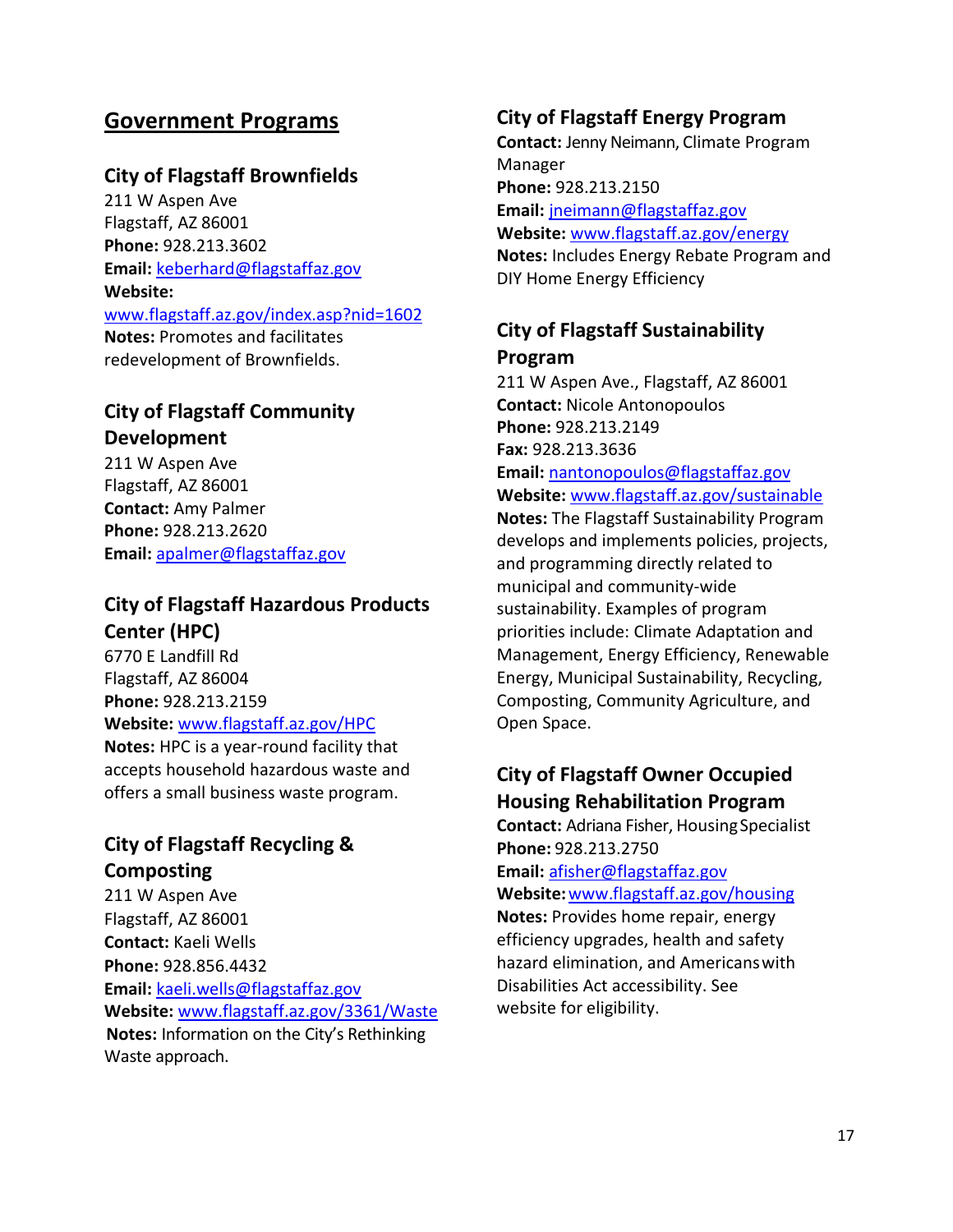# Government Programs

## City of Flagstaff Brownfields

211 W Aspen Ave
Flagstaff, AZ 86001
**Phone:** 928.213.3602
**Email:** keberhard@flagstaffaz.gov
**Website:** www.flagstaff.az.gov/index.asp?nid=1602
**Notes:** Promotes and facilitates redevelopment of Brownfields.

## City of Flagstaff Community Development

211 W Aspen Ave
Flagstaff, AZ 86001
**Contact:** Amy Palmer
**Phone:** 928.213.2620
**Email:** apalmer@flagstaffaz.gov

## City of Flagstaff Hazardous Products Center (HPC)

6770 E Landfill Rd
Flagstaff, AZ 86004
**Phone:** 928.213.2159
**Website:** www.flagstaff.az.gov/HPC
**Notes:** HPC is a year-round facility that accepts household hazardous waste and offers a small business waste program.

## City of Flagstaff Recycling & Composting

211 W Aspen Ave
Flagstaff, AZ 86001
**Contact:** Kaeli Wells
**Phone:** 928.856.4432
**Email:** kaeli.wells@flagstaffaz.gov
**Website:** www.flagstaff.az.gov/3361/Waste
**Notes:** Information on the City's Rethinking Waste approach.

## City of Flagstaff Energy Program

**Contact:** Jenny Neimann, Climate Program Manager
**Phone:** 928.213.2150
**Email:** jneimann@flagstaffaz.gov
**Website:** www.flagstaff.az.gov/energy
**Notes:** Includes Energy Rebate Program and DIY Home Energy Efficiency

## City of Flagstaff Sustainability Program

211 W Aspen Ave., Flagstaff, AZ 86001
**Contact:** Nicole Antonopoulos
**Phone:** 928.213.2149
**Fax:** 928.213.3636
**Email:** nantonopoulos@flagstaffaz.gov
**Website:** www.flagstaff.az.gov/sustainable
**Notes:** The Flagstaff Sustainability Program develops and implements policies, projects, and programming directly related to municipal and community-wide sustainability. Examples of program priorities include: Climate Adaptation and Management, Energy Efficiency, Renewable Energy, Municipal Sustainability, Recycling, Composting, Community Agriculture, and Open Space.

## City of Flagstaff Owner Occupied Housing Rehabilitation Program

**Contact:** Adriana Fisher, Housing Specialist
**Phone:** 928.213.2750
**Email:** afisher@flagstaffaz.gov
**Website:** www.flagstaff.az.gov/housing
**Notes:** Provides home repair, energy efficiency upgrades, health and safety hazard elimination, and Americans with Disabilities Act accessibility. See website for eligibility.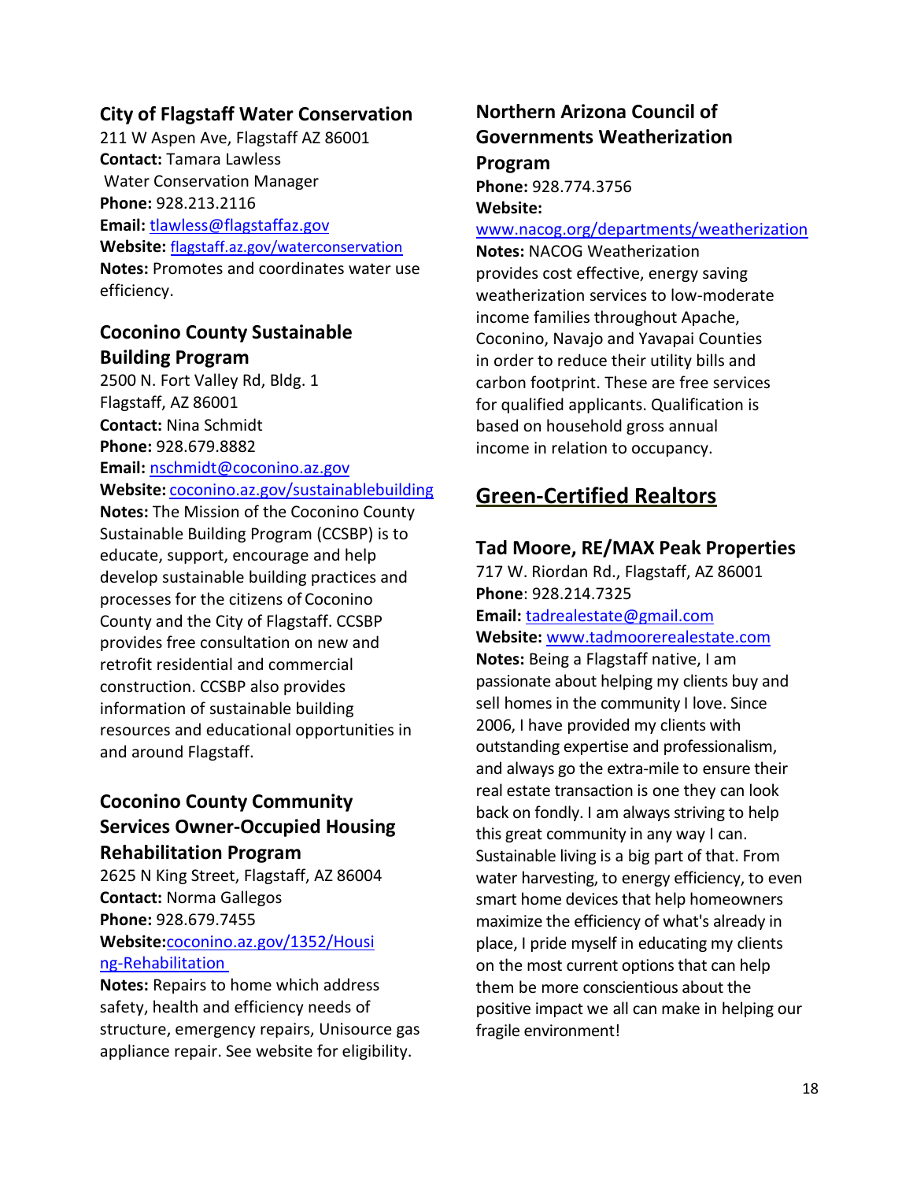### City of Flagstaff Water Conservation

211 W Aspen Ave, Flagstaff AZ 86001
**Contact:** Tamara Lawless
Water Conservation Manager
**Phone:** 928.213.2116
**Email:** tlawless@flagstaffaz.gov
**Website:** flagstaff.az.gov/waterconservation
**Notes:** Promotes and coordinates water use efficiency.

### Coconino County Sustainable Building Program

2500 N. Fort Valley Rd, Bldg. 1
Flagstaff, AZ 86001
**Contact:** Nina Schmidt
**Phone:** 928.679.8882
**Email:** nschmidt@coconino.az.gov
**Website:** coconino.az.gov/sustainablebuilding
**Notes:** The Mission of the Coconino County Sustainable Building Program (CCSBP) is to educate, support, encourage and help develop sustainable building practices and processes for the citizens of Coconino County and the City of Flagstaff. CCSBP provides free consultation on new and retrofit residential and commercial construction. CCSBP also provides information of sustainable building resources and educational opportunities in and around Flagstaff.

### Coconino County Community Services Owner-Occupied Housing Rehabilitation Program

2625 N King Street, Flagstaff, AZ 86004
**Contact:** Norma Gallegos
**Phone:** 928.679.7455
**Website:** coconino.az.gov/1352/Housing-Rehabilitation
**Notes:** Repairs to home which address safety, health and efficiency needs of structure, emergency repairs, Unisource gas appliance repair. See website for eligibility.

### Northern Arizona Council of Governments Weatherization Program

**Phone:** 928.774.3756
**Website:** www.nacog.org/departments/weatherization
**Notes:** NACOG Weatherization provides cost effective, energy saving weatherization services to low-moderate income families throughout Apache, Coconino, Navajo and Yavapai Counties in order to reduce their utility bills and carbon footprint. These are free services for qualified applicants. Qualification is based on household gross annual income in relation to occupancy.

## Green-Certified Realtors

### Tad Moore, RE/MAX Peak Properties

717 W. Riordan Rd., Flagstaff, AZ 86001
**Phone**: 928.214.7325
**Email:** tadrealestate@gmail.com
**Website:** www.tadmoorerealestate.com
**Notes:** Being a Flagstaff native, I am passionate about helping my clients buy and sell homes in the community I love. Since 2006, I have provided my clients with outstanding expertise and professionalism, and always go the extra-mile to ensure their real estate transaction is one they can look back on fondly. I am always striving to help this great community in any way I can. Sustainable living is a big part of that. From water harvesting, to energy efficiency, to even smart home devices that help homeowners maximize the efficiency of what's already in place, I pride myself in educating my clients on the most current options that can help them be more conscientious about the positive impact we all can make in helping our fragile environment!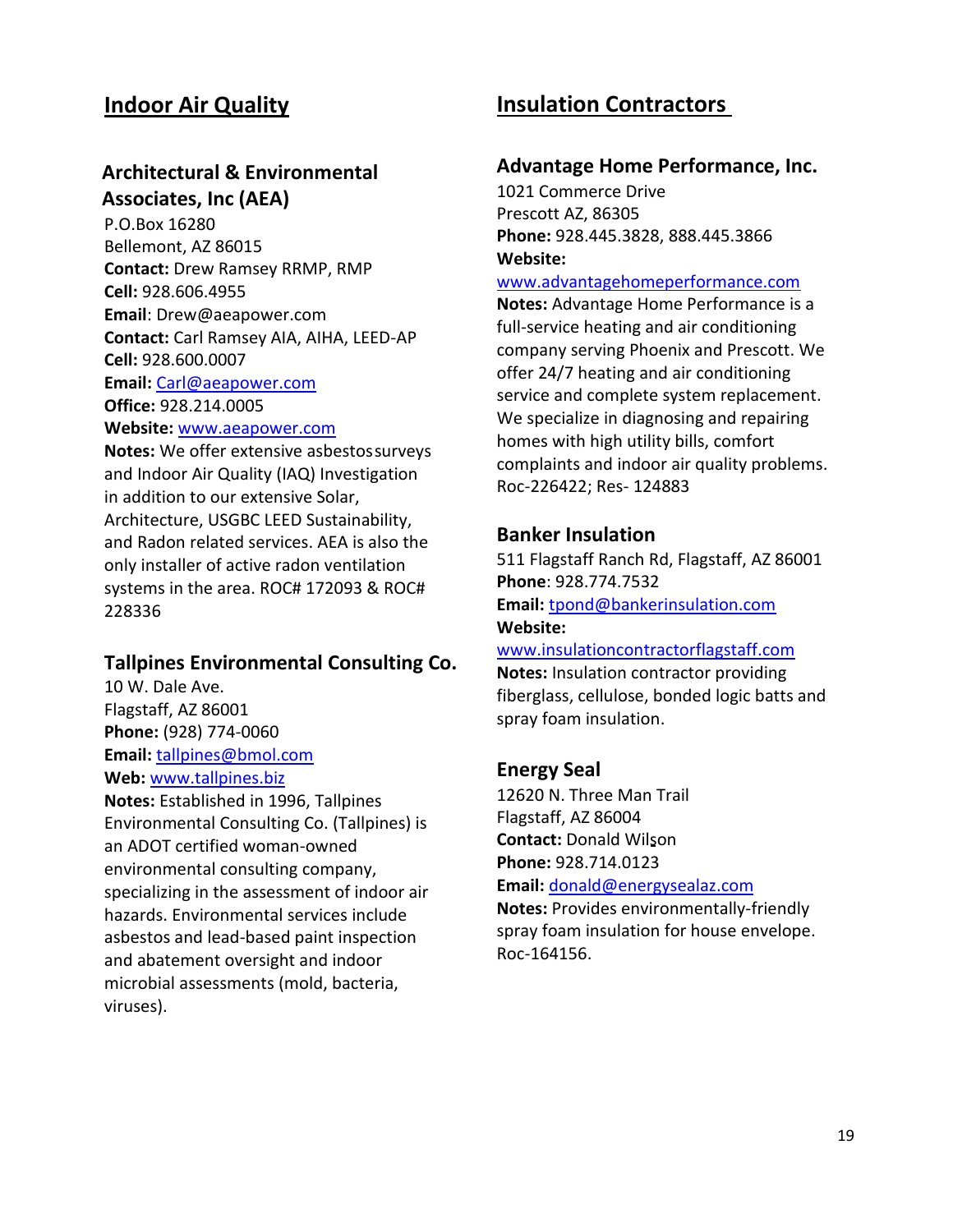## Indoor Air Quality

### Architectural & Environmental Associates, Inc (AEA)

P.O.Box 16280
Bellemont, AZ 86015
**Contact:** Drew Ramsey RRMP, RMP
**Cell:** 928.606.4955
**Email**: Drew@aeapower.com
**Contact:** Carl Ramsey AIA, AIHA, LEED-AP
**Cell:** 928.600.0007
**Email:** Carl@aeapower.com
**Office:** 928.214.0005
**Website:** www.aeapower.com
**Notes:** We offer extensive asbestos surveys and Indoor Air Quality (IAQ) Investigation in addition to our extensive Solar, Architecture, USGBC LEED Sustainability, and Radon related services. AEA is also the only installer of active radon ventilation systems in the area. ROC# 172093 & ROC# 228336

### Tallpines Environmental Consulting Co.

10 W. Dale Ave.
Flagstaff, AZ 86001
**Phone:** (928) 774-0060
**Email:** tallpines@bmol.com
**Web:** www.tallpines.biz
**Notes:** Established in 1996, Tallpines Environmental Consulting Co. (Tallpines) is an ADOT certified woman-owned environmental consulting company, specializing in the assessment of indoor air hazards. Environmental services include asbestos and lead-based paint inspection and abatement oversight and indoor microbial assessments (mold, bacteria, viruses).

## Insulation Contractors

### Advantage Home Performance, Inc.

1021 Commerce Drive
Prescott AZ, 86305
**Phone:** 928.445.3828, 888.445.3866
**Website:** www.advantagehomeperformance.com
**Notes:** Advantage Home Performance is a full-service heating and air conditioning company serving Phoenix and Prescott. We offer 24/7 heating and air conditioning service and complete system replacement. We specialize in diagnosing and repairing homes with high utility bills, comfort complaints and indoor air quality problems. Roc-226422; Res- 124883

### Banker Insulation

511 Flagstaff Ranch Rd, Flagstaff, AZ 86001
**Phone**: 928.774.7532
**Email:** tpond@bankerinsulation.com
**Website:** www.insulationcontractorflagstaff.com
**Notes:** Insulation contractor providing fiberglass, cellulose, bonded logic batts and spray foam insulation.

### Energy Seal

12620 N. Three Man Trail
Flagstaff, AZ 86004
**Contact:** Donald Wilson
**Phone:** 928.714.0123
**Email:** donald@energysealaz.com
**Notes:** Provides environmentally-friendly spray foam insulation for house envelope. Roc-164156.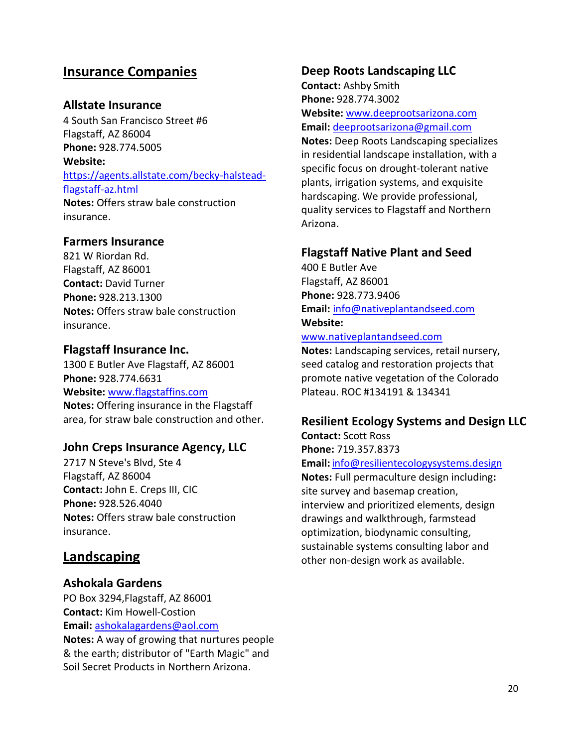## Insurance Companies

### Allstate Insurance

4 South San Francisco Street #6
Flagstaff, AZ 86004
**Phone:** 928.774.5005
**Website:** https://agents.allstate.com/becky-halstead-flagstaff-az.html
**Notes:** Offers straw bale construction insurance.

### Farmers Insurance

821 W Riordan Rd.
Flagstaff, AZ 86001
**Contact:** David Turner
**Phone:** 928.213.1300
**Notes:** Offers straw bale construction insurance.

### Flagstaff Insurance Inc.

1300 E Butler Ave Flagstaff, AZ 86001
**Phone:** 928.774.6631
**Website:** www.flagstaffins.com
**Notes:** Offering insurance in the Flagstaff area, for straw bale construction and other.

### John Creps Insurance Agency, LLC

2717 N Steve's Blvd, Ste 4
Flagstaff, AZ 86004
**Contact:** John E. Creps III, CIC
**Phone:** 928.526.4040
**Notes:** Offers straw bale construction insurance.

## Landscaping

### Ashokala Gardens

PO Box 3294,Flagstaff, AZ 86001
**Contact:** Kim Howell-Costion
**Email:** ashokalagardens@aol.com
**Notes:** A way of growing that nurtures people & the earth; distributor of "Earth Magic" and Soil Secret Products in Northern Arizona.

### Deep Roots Landscaping LLC

**Contact:** Ashby Smith
**Phone:** 928.774.3002
**Website:** www.deeprootsarizona.com
**Email:** deeprootsarizona@gmail.com
**Notes:** Deep Roots Landscaping specializes in residential landscape installation, with a specific focus on drought-tolerant native plants, irrigation systems, and exquisite hardscaping. We provide professional, quality services to Flagstaff and Northern Arizona.

### Flagstaff Native Plant and Seed

400 E Butler Ave
Flagstaff, AZ 86001
**Phone:** 928.773.9406
**Email:** info@nativeplantandseed.com
**Website:** www.nativeplantandseed.com
**Notes:** Landscaping services, retail nursery, seed catalog and restoration projects that promote native vegetation of the Colorado Plateau. ROC #134191 & 134341

### Resilient Ecology Systems and Design LLC

**Contact:** Scott Ross
**Phone:** 719.357.8373
**Email:** info@resilientecologysystems.design
**Notes:** Full permaculture design including**:** site survey and basemap creation, interview and prioritized elements, design drawings and walkthrough, farmstead optimization, biodynamic consulting, sustainable systems consulting labor and other non-design work as available.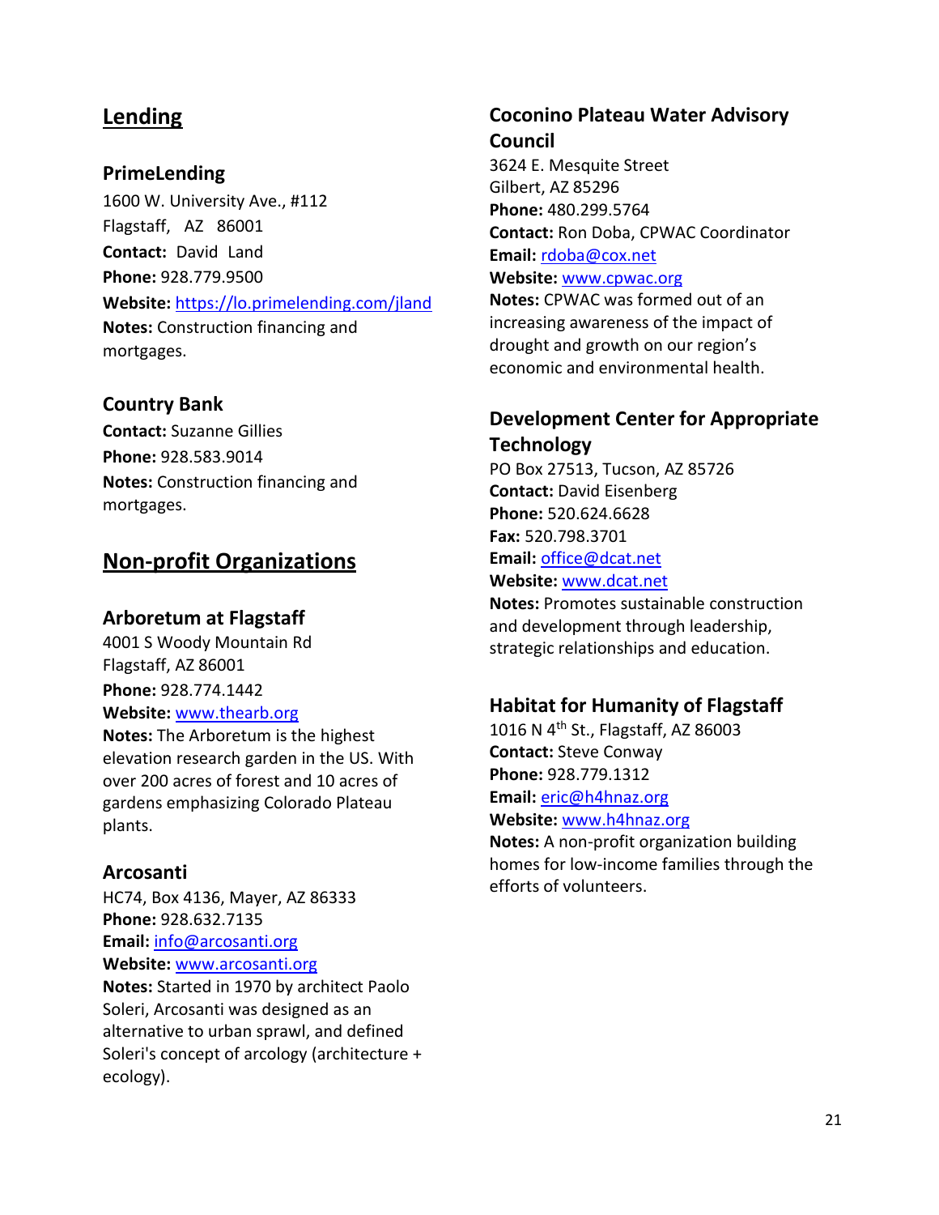## Lending

### PrimeLending

1600 W. University Ave., #112
Flagstaff, AZ 86001
**Contact:** David Land
**Phone:** 928.779.9500
**Website:** https://lo.primelending.com/jland
**Notes:** Construction financing and mortgages.

### Country Bank

**Contact:** Suzanne Gillies
**Phone:** 928.583.9014
**Notes:** Construction financing and mortgages.

## Non-profit Organizations

### Arboretum at Flagstaff

4001 S Woody Mountain Rd
Flagstaff, AZ 86001
**Phone:** 928.774.1442
**Website:** www.thearb.org
**Notes:** The Arboretum is the highest elevation research garden in the US. With over 200 acres of forest and 10 acres of gardens emphasizing Colorado Plateau plants.

### Arcosanti

HC74, Box 4136, Mayer, AZ 86333
**Phone:** 928.632.7135
**Email:** info@arcosanti.org
**Website:** www.arcosanti.org
**Notes:** Started in 1970 by architect Paolo Soleri, Arcosanti was designed as an alternative to urban sprawl, and defined Soleri's concept of arcology (architecture + ecology).

### Coconino Plateau Water Advisory Council

3624 E. Mesquite Street
Gilbert, AZ 85296
**Phone:** 480.299.5764
**Contact:** Ron Doba, CPWAC Coordinator
**Email:** rdoba@cox.net
**Website:** www.cpwac.org
**Notes:** CPWAC was formed out of an increasing awareness of the impact of drought and growth on our region's economic and environmental health.

### Development Center for Appropriate Technology

PO Box 27513, Tucson, AZ 85726
**Contact:** David Eisenberg
**Phone:** 520.624.6628
**Fax:** 520.798.3701
**Email:** office@dcat.net
**Website:** www.dcat.net
**Notes:** Promotes sustainable construction and development through leadership, strategic relationships and education.

### Habitat for Humanity of Flagstaff

1016 N 4th St., Flagstaff, AZ 86003
**Contact:** Steve Conway
**Phone:** 928.779.1312
**Email:** eric@h4hnaz.org
**Website:** www.h4hnaz.org
**Notes:** A non-profit organization building homes for low-income families through the efforts of volunteers.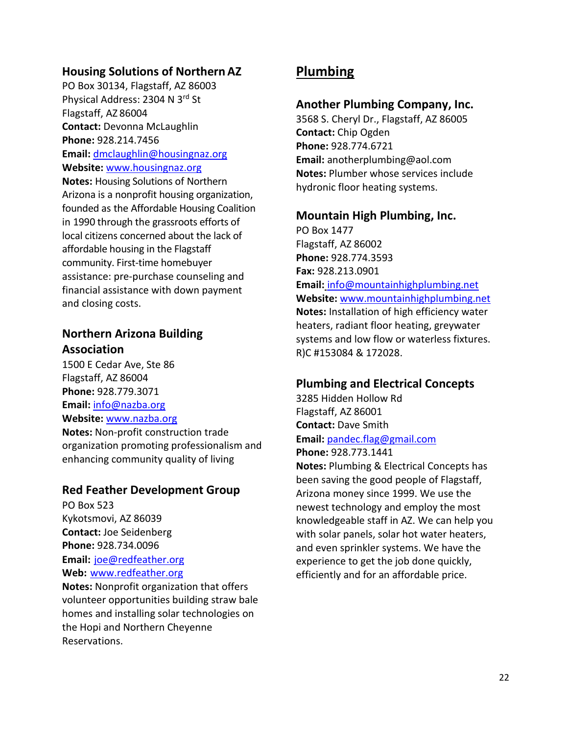### Housing Solutions of Northern AZ

PO Box 30134, Flagstaff, AZ 86003
Physical Address: 2304 N 3rd St
Flagstaff, AZ 86004
**Contact:** Devonna McLaughlin
**Phone:** 928.214.7456
**Email:** dmclaughlin@housingnaz.org
**Website:** www.housingnaz.org
**Notes:** Housing Solutions of Northern Arizona is a nonprofit housing organization, founded as the Affordable Housing Coalition in 1990 through the grassroots efforts of local citizens concerned about the lack of affordable housing in the Flagstaff community. First-time homebuyer assistance: pre-purchase counseling and financial assistance with down payment and closing costs.

### Northern Arizona Building Association

1500 E Cedar Ave, Ste 86
Flagstaff, AZ 86004
**Phone:** 928.779.3071
**Email:** info@nazba.org
**Website:** www.nazba.org
**Notes:** Non-profit construction trade organization promoting professionalism and enhancing community quality of living

### Red Feather Development Group

PO Box 523
Kykotsmovi, AZ 86039
**Contact:** Joe Seidenberg
**Phone:** 928.734.0096
**Email:** joe@redfeather.org
**Web:** www.redfeather.org
**Notes:** Nonprofit organization that offers volunteer opportunities building straw bale homes and installing solar technologies on the Hopi and Northern Cheyenne Reservations.

## Plumbing

### Another Plumbing Company, Inc.

3568 S. Cheryl Dr., Flagstaff, AZ 86005
**Contact:** Chip Ogden
**Phone:** 928.774.6721
**Email:** anotherplumbing@aol.com
**Notes:** Plumber whose services include hydronic floor heating systems.

### Mountain High Plumbing, Inc.

PO Box 1477
Flagstaff, AZ 86002
**Phone:** 928.774.3593
**Fax:** 928.213.0901
**Email:** info@mountainhighplumbing.net
**Website:** www.mountainhighplumbing.net
**Notes:** Installation of high efficiency water heaters, radiant floor heating, greywater systems and low flow or waterless fixtures. R)C #153084 & 172028.

### Plumbing and Electrical Concepts

3285 Hidden Hollow Rd
Flagstaff, AZ 86001
**Contact:** Dave Smith
**Email:** pandec.flag@gmail.com
**Phone:** 928.773.1441
**Notes:** Plumbing & Electrical Concepts has been saving the good people of Flagstaff, Arizona money since 1999. We use the newest technology and employ the most knowledgeable staff in AZ. We can help you with solar panels, solar hot water heaters, and even sprinkler systems. We have the experience to get the job done quickly, efficiently and for an affordable price.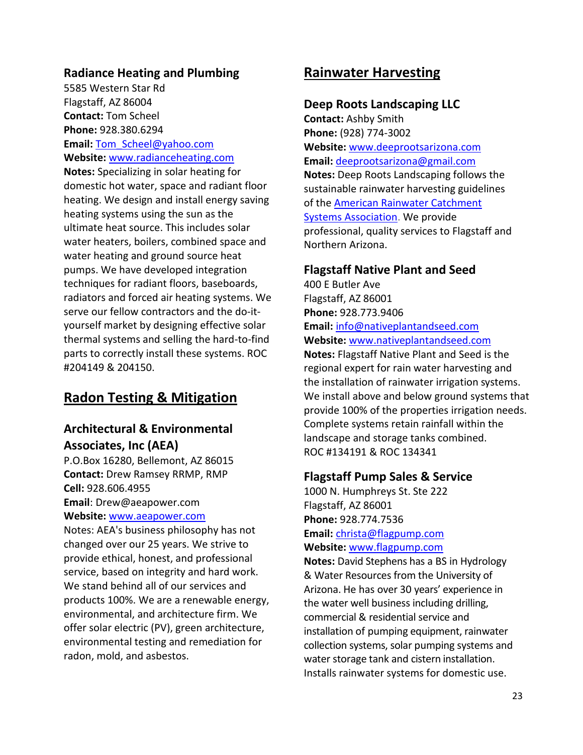### Radiance Heating and Plumbing

5585 Western Star Rd
Flagstaff, AZ 86004
**Contact:** Tom Scheel
**Phone:** 928.380.6294
**Email:** Tom_Scheel@yahoo.com
**Website:** www.radianceheating.com
**Notes:** Specializing in solar heating for domestic hot water, space and radiant floor heating. We design and install energy saving heating systems using the sun as the ultimate heat source. This includes solar water heaters, boilers, combined space and water heating and ground source heat pumps. We have developed integration techniques for radiant floors, baseboards, radiators and forced air heating systems. We serve our fellow contractors and the do-it-yourself market by designing effective solar thermal systems and selling the hard-to-find parts to correctly install these systems. ROC #204149 & 204150.

## Radon Testing & Mitigation

### Architectural & Environmental Associates, Inc (AEA)

P.O.Box 16280, Bellemont, AZ 86015
**Contact:** Drew Ramsey RRMP, RMP
**Cell:** 928.606.4955
**Email**: Drew@aeapower.com
**Website:** www.aeapower.com
Notes: AEA's business philosophy has not changed over our 25 years. We strive to provide ethical, honest, and professional service, based on integrity and hard work. We stand behind all of our services and products 100%. We are a renewable energy, environmental, and architecture firm. We offer solar electric (PV), green architecture, environmental testing and remediation for radon, mold, and asbestos.

## Rainwater Harvesting

### Deep Roots Landscaping LLC

**Contact:** Ashby Smith
**Phone:** (928) 774-3002
**Website:** www.deeprootsarizona.com
**Email:** deeprootsarizona@gmail.com
**Notes:** Deep Roots Landscaping follows the sustainable rainwater harvesting guidelines of the American Rainwater Catchment Systems Association. We provide professional, quality services to Flagstaff and Northern Arizona.

### Flagstaff Native Plant and Seed

400 E Butler Ave
Flagstaff, AZ 86001
**Phone:** 928.773.9406
**Email:** info@nativeplantandseed.com
**Website:** www.nativeplantandseed.com
**Notes:** Flagstaff Native Plant and Seed is the regional expert for rain water harvesting and the installation of rainwater irrigation systems. We install above and below ground systems that provide 100% of the properties irrigation needs. Complete systems retain rainfall within the landscape and storage tanks combined.
ROC #134191 & ROC 134341

### Flagstaff Pump Sales & Service

1000 N. Humphreys St. Ste 222
Flagstaff, AZ 86001
**Phone:** 928.774.7536
**Email:** christa@flagpump.com
**Website:** www.flagpump.com
**Notes:** David Stephens has a BS in Hydrology & Water Resources from the University of Arizona. He has over 30 years' experience in the water well business including drilling, commercial & residential service and installation of pumping equipment, rainwater collection systems, solar pumping systems and water storage tank and cistern installation. Installs rainwater systems for domestic use.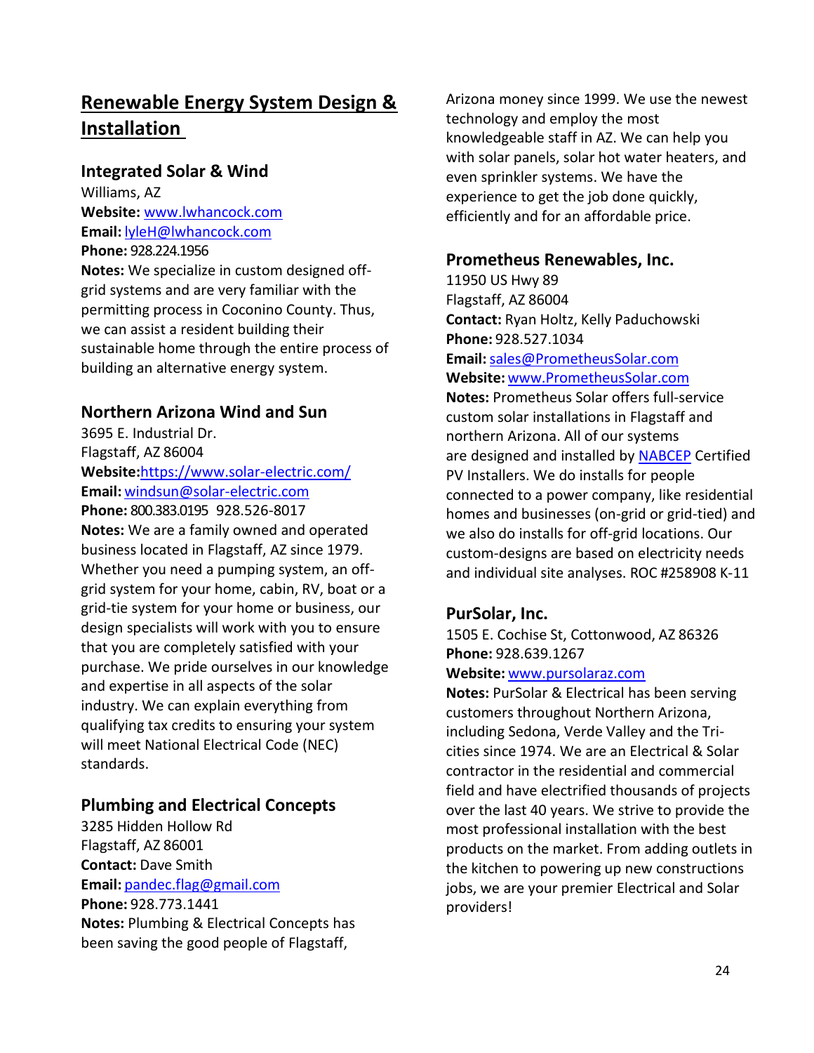## Renewable Energy System Design & Installation

### Integrated Solar & Wind

Williams, AZ
**Website:** www.lwhancock.com
**Email:** lyleH@lwhancock.com
**Phone:** 928.224.1956
**Notes:** We specialize in custom designed off-grid systems and are very familiar with the permitting process in Coconino County. Thus, we can assist a resident building their sustainable home through the entire process of building an alternative energy system.

### Northern Arizona Wind and Sun

3695 E. Industrial Dr.
Flagstaff, AZ 86004
**Website:**https://www.solar-electric.com/
**Email:** windsun@solar-electric.com
**Phone:** 800.383.0195 928.526-8017
**Notes:** We are a family owned and operated business located in Flagstaff, AZ since 1979. Whether you need a pumping system, an off-grid system for your home, cabin, RV, boat or a grid-tie system for your home or business, our design specialists will work with you to ensure that you are completely satisfied with your purchase. We pride ourselves in our knowledge and expertise in all aspects of the solar industry. We can explain everything from qualifying tax credits to ensuring your system will meet National Electrical Code (NEC) standards.

### Plumbing and Electrical Concepts

3285 Hidden Hollow Rd
Flagstaff, AZ 86001
**Contact:** Dave Smith
**Email:** pandec.flag@gmail.com
**Phone:** 928.773.1441
**Notes:** Plumbing & Electrical Concepts has been saving the good people of Flagstaff, Arizona money since 1999. We use the newest technology and employ the most knowledgeable staff in AZ. We can help you with solar panels, solar hot water heaters, and even sprinkler systems. We have the experience to get the job done quickly, efficiently and for an affordable price.

### Prometheus Renewables, Inc.

11950 US Hwy 89
Flagstaff, AZ 86004
**Contact:** Ryan Holtz, Kelly Paduchowski
**Phone:** 928.527.1034
**Email:** sales@PrometheusSolar.com
**Website:** www.PrometheusSolar.com
**Notes:** Prometheus Solar offers full-service custom solar installations in Flagstaff and northern Arizona. All of our systems are designed and installed by NABCEP Certified PV Installers. We do installs for people connected to a power company, like residential homes and businesses (on-grid or grid-tied) and we also do installs for off-grid locations. Our custom-designs are based on electricity needs and individual site analyses. ROC #258908 K-11

### PurSolar, Inc.

1505 E. Cochise St, Cottonwood, AZ 86326
**Phone:** 928.639.1267
**Website:** www.pursolaraz.com
**Notes:** PurSolar & Electrical has been serving customers throughout Northern Arizona, including Sedona, Verde Valley and the Tri-cities since 1974. We are an Electrical & Solar contractor in the residential and commercial field and have electrified thousands of projects over the last 40 years. We strive to provide the most professional installation with the best products on the market. From adding outlets in the kitchen to powering up new constructions jobs, we are your premier Electrical and Solar providers!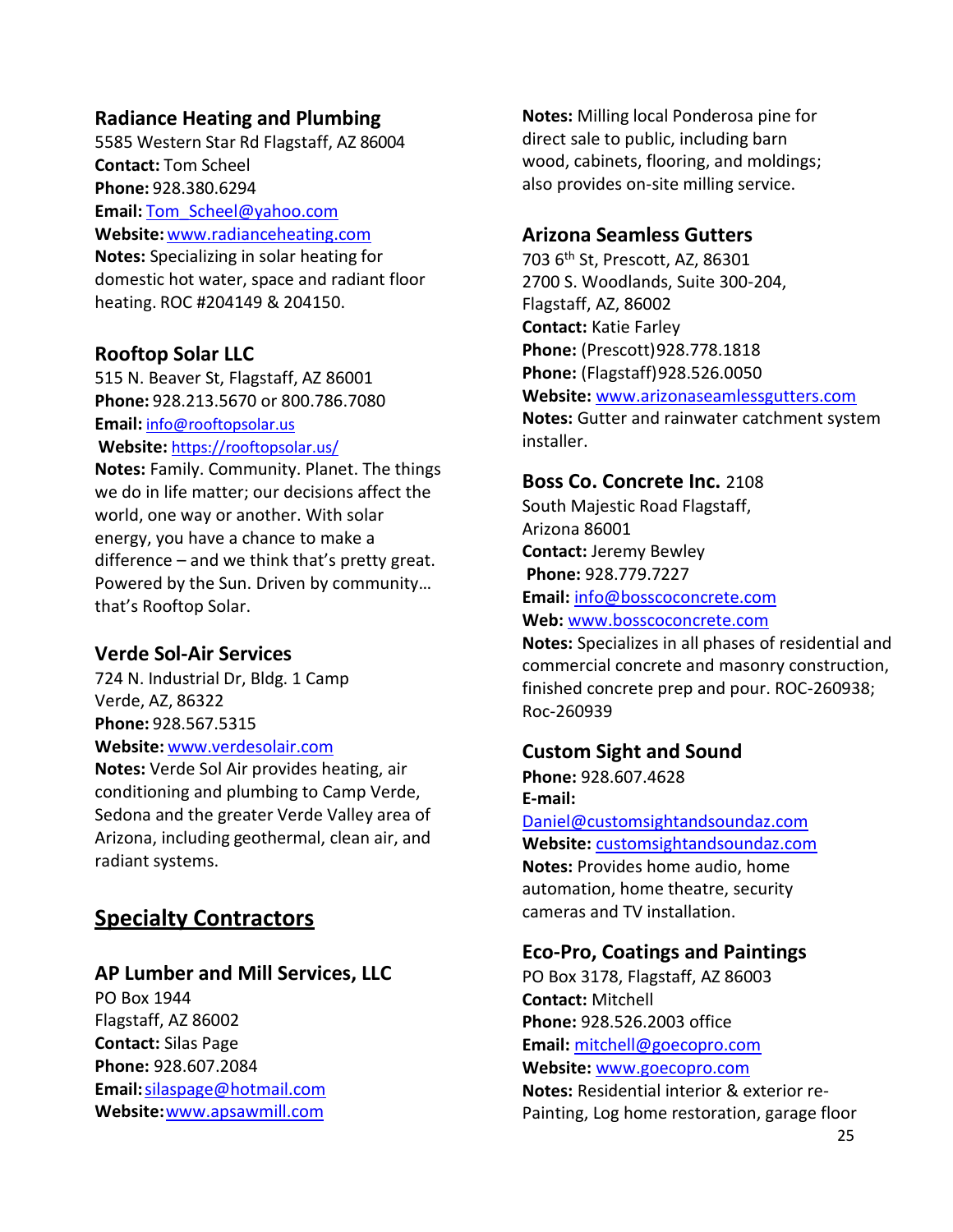### Radiance Heating and Plumbing

5585 Western Star Rd Flagstaff, AZ 86004
**Contact:** Tom Scheel
**Phone:** 928.380.6294
**Email:** Tom_Scheel@yahoo.com
**Website:** www.radianceheating.com
**Notes:** Specializing in solar heating for domestic hot water, space and radiant floor heating. ROC #204149 & 204150.

### Rooftop Solar LLC

515 N. Beaver St, Flagstaff, AZ 86001
**Phone:** 928.213.5670 or 800.786.7080
**Email:** info@rooftopsolar.us
**Website:** https://rooftopsolar.us/
**Notes:** Family. Community. Planet. The things we do in life matter; our decisions affect the world, one way or another. With solar energy, you have a chance to make a difference – and we think that's pretty great. Powered by the Sun. Driven by community… that's Rooftop Solar.

### Verde Sol-Air Services

724 N. Industrial Dr, Bldg. 1 Camp Verde, AZ, 86322
**Phone:** 928.567.5315
**Website:** www.verdesolair.com
**Notes:** Verde Sol Air provides heating, air conditioning and plumbing to Camp Verde, Sedona and the greater Verde Valley area of Arizona, including geothermal, clean air, and radiant systems.

## Specialty Contractors

### AP Lumber and Mill Services, LLC

PO Box 1944
Flagstaff, AZ 86002
**Contact:** Silas Page
**Phone:** 928.607.2084
**Email:** silaspage@hotmail.com
**Website:** www.apsawmill.com
**Notes:** Milling local Ponderosa pine for direct sale to public, including barn wood, cabinets, flooring, and moldings; also provides on-site milling service.

### Arizona Seamless Gutters

703 6th St, Prescott, AZ, 86301
2700 S. Woodlands, Suite 300-204, Flagstaff, AZ, 86002
**Contact:** Katie Farley
**Phone:** (Prescott)928.778.1818
**Phone:** (Flagstaff)928.526.0050
**Website:** www.arizonaseamlessgutters.com
**Notes:** Gutter and rainwater catchment system installer.

### Boss Co. Concrete Inc.

2108 South Majestic Road Flagstaff, Arizona 86001
**Contact:** Jeremy Bewley
**Phone:** 928.779.7227
**Email:** info@bosscoconcrete.com
**Web:** www.bosscoconcrete.com
**Notes:** Specializes in all phases of residential and commercial concrete and masonry construction, finished concrete prep and pour. ROC-260938; Roc-260939

### Custom Sight and Sound

**Phone:** 928.607.4628
**E-mail:** Daniel@customsightandsoundaz.com
**Website:** customsightandsoundaz.com
**Notes:** Provides home audio, home automation, home theatre, security cameras and TV installation.

### Eco-Pro, Coatings and Paintings

PO Box 3178, Flagstaff, AZ 86003
**Contact:** Mitchell
**Phone:** 928.526.2003 office
**Email:** mitchell@goecopro.com
**Website:** www.goecopro.com
**Notes:** Residential interior & exterior re-Painting, Log home restoration, garage floor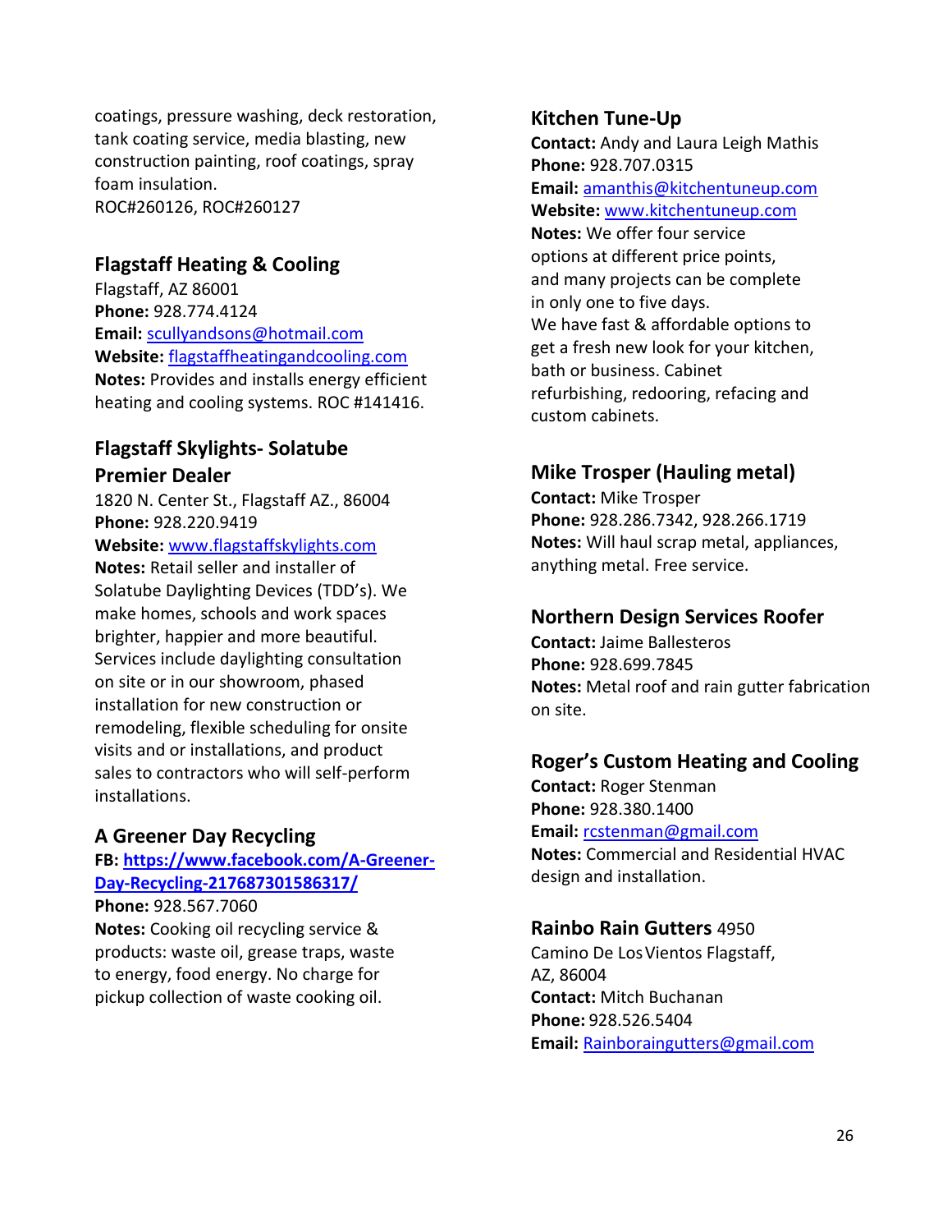coatings, pressure washing, deck restoration, tank coating service, media blasting, new construction painting, roof coatings, spray foam insulation.
ROC#260126, ROC#260127

### Flagstaff Heating & Cooling

Flagstaff, AZ 86001
**Phone:** 928.774.4124
**Email:** scullyandsons@hotmail.com
**Website:** flagstaffheatingandcooling.com
**Notes:** Provides and installs energy efficient heating and cooling systems. ROC #141416.

### Flagstaff Skylights- Solatube Premier Dealer

1820 N. Center St., Flagstaff AZ., 86004
**Phone:** 928.220.9419
**Website:** www.flagstaffskylights.com
**Notes:** Retail seller and installer of Solatube Daylighting Devices (TDD's). We make homes, schools and work spaces brighter, happier and more beautiful. Services include daylighting consultation on site or in our showroom, phased installation for new construction or remodeling, flexible scheduling for onsite visits and or installations, and product sales to contractors who will self-perform installations.

### A Greener Day Recycling

**FB: https://www.facebook.com/A-Greener-Day-Recycling-217687301586317/**
**Phone:** 928.567.7060
**Notes:** Cooking oil recycling service & products: waste oil, grease traps, waste to energy, food energy. No charge for pickup collection of waste cooking oil.

### Kitchen Tune-Up

**Contact:** Andy and Laura Leigh Mathis
**Phone:** 928.707.0315
**Email:** amanthis@kitchentuneup.com
**Website:** www.kitchentuneup.com
**Notes:** We offer four service options at different price points, and many projects can be complete in only one to five days.
We have fast & affordable options to get a fresh new look for your kitchen, bath or business. Cabinet refurbishing, redooring, refacing and custom cabinets.

### Mike Trosper (Hauling metal)

**Contact:** Mike Trosper
**Phone:** 928.286.7342, 928.266.1719
**Notes:** Will haul scrap metal, appliances, anything metal. Free service.

### Northern Design Services Roofer

**Contact:** Jaime Ballesteros
**Phone:** 928.699.7845
**Notes:** Metal roof and rain gutter fabrication on site.

### Roger's Custom Heating and Cooling

**Contact:** Roger Stenman
**Phone:** 928.380.1400
**Email:** rcstenman@gmail.com
**Notes:** Commercial and Residential HVAC design and installation.

### Rainbo Rain Gutters 4950

Camino De Los Vientos Flagstaff, AZ, 86004
**Contact:** Mitch Buchanan
**Phone:** 928.526.5404
**Email:** Rainboraingutters@gmail.com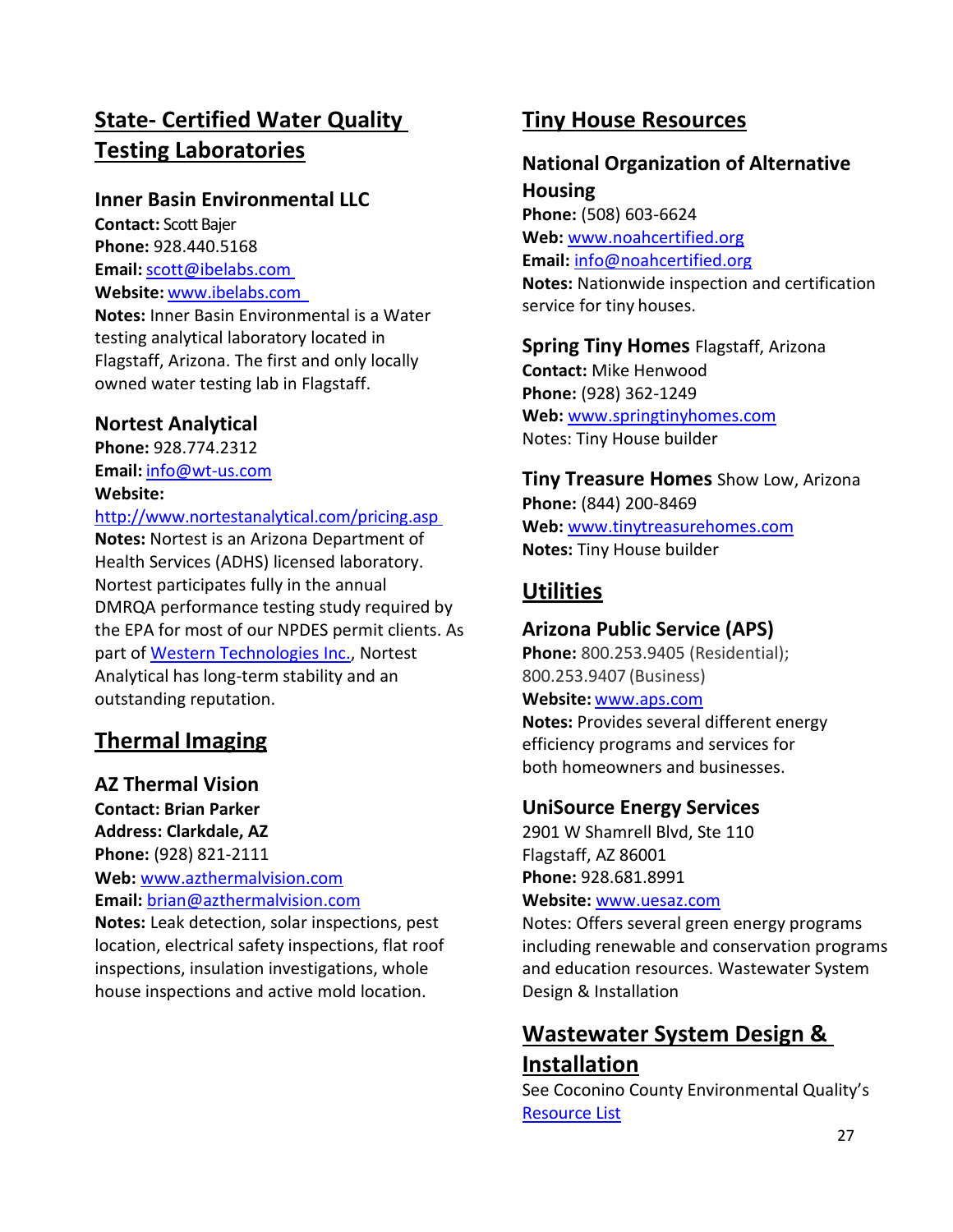## State- Certified Water Quality Testing Laboratories

### Inner Basin Environmental LLC

**Contact:** Scott Bajer
**Phone:** 928.440.5168
**Email:** scott@ibelabs.com
**Website:** www.ibelabs.com
**Notes:** Inner Basin Environmental is a Water testing analytical laboratory located in Flagstaff, Arizona. The first and only locally owned water testing lab in Flagstaff.

### Nortest Analytical

**Phone:** 928.774.2312
**Email:** info@wt-us.com
**Website:** http://www.nortestanalytical.com/pricing.asp
**Notes:** Nortest is an Arizona Department of Health Services (ADHS) licensed laboratory. Nortest participates fully in the annual DMRQA performance testing study required by the EPA for most of our NPDES permit clients. As part of Western Technologies Inc., Nortest Analytical has long-term stability and an outstanding reputation.

## Thermal Imaging

### AZ Thermal Vision

**Contact: Brian Parker**
**Address: Clarkdale, AZ**
**Phone:** (928) 821-2111
**Web:** www.azthermalvision.com
**Email:** brian@azthermalvision.com
**Notes:** Leak detection, solar inspections, pest location, electrical safety inspections, flat roof inspections, insulation investigations, whole house inspections and active mold location.

## Tiny House Resources

### National Organization of Alternative Housing

**Phone:** (508) 603-6624
**Web:** www.noahcertified.org
**Email:** info@noahcertified.org
**Notes:** Nationwide inspection and certification service for tiny houses.

### Spring Tiny Homes Flagstaff, Arizona

**Contact:** Mike Henwood
**Phone:** (928) 362-1249
**Web:** www.springtinyhomes.com
Notes: Tiny House builder

### Tiny Treasure Homes Show Low, Arizona

**Phone:** (844) 200-8469
**Web:** www.tinytreasurehomes.com
**Notes:** Tiny House builder

## Utilities

### Arizona Public Service (APS)

**Phone:** 800.253.9405 (Residential); 800.253.9407 (Business)
**Website:** www.aps.com
**Notes:** Provides several different energy efficiency programs and services for both homeowners and businesses.

### UniSource Energy Services

2901 W Shamrell Blvd, Ste 110
Flagstaff, AZ 86001
**Phone:** 928.681.8991
**Website:** www.uesaz.com
Notes: Offers several green energy programs including renewable and conservation programs and education resources. Wastewater System Design & Installation

## Wastewater System Design & Installation

See Coconino County Environmental Quality's Resource List